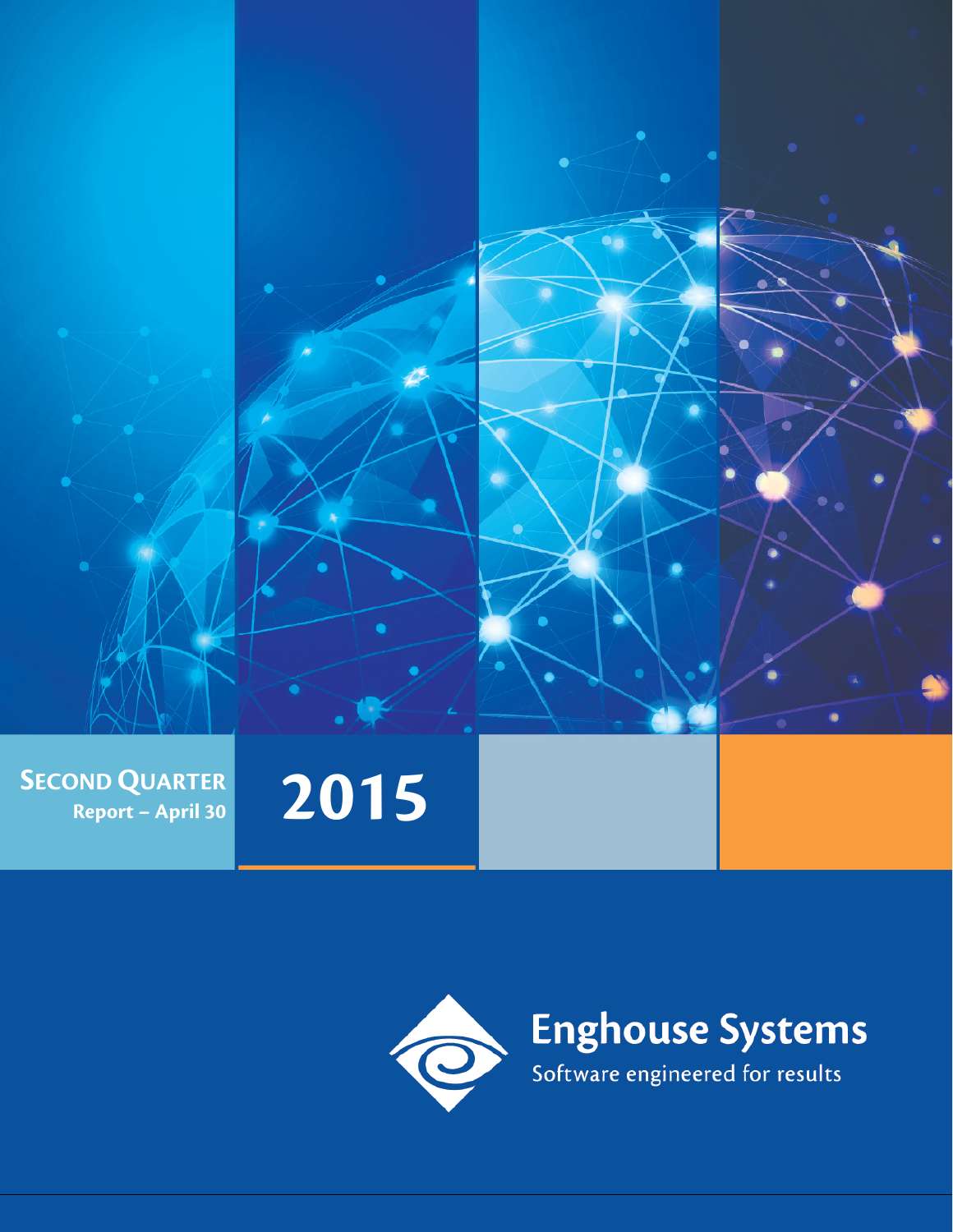# SECOND QUARTER

**Report – April 30**

# 2015

**Enghouse Systems**

Software engineered for results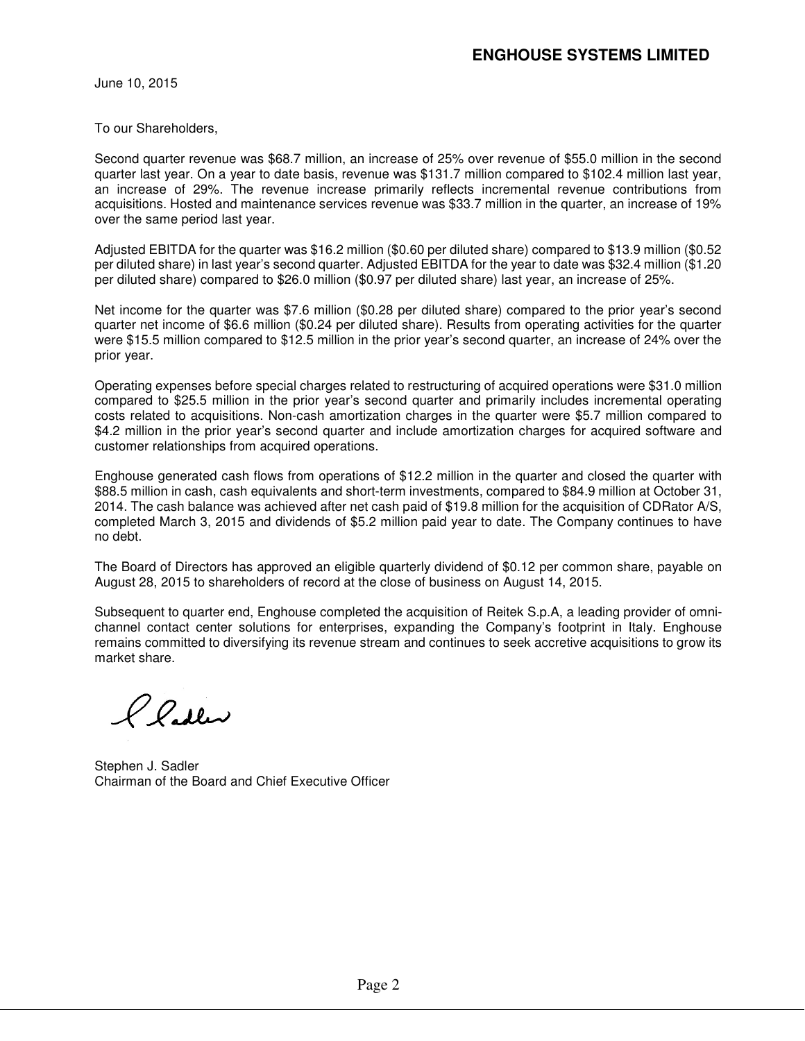**ENGHOUSE SYSTEMS LIMITED**

June 10, 2015

To our Shareholders,

Second quarter revenue was $68.7 million, an increase of 25% over revenue of $55.0 million in the second quarter last year. On a year to date basis, revenue was $131.7 million compared to $102.4 million last year, an increase of 29%. The revenue increase primarily reflects incremental revenue contributions from acquisitions. Hosted and maintenance services revenue was $33.7 million in the quarter, an increase of 19% over the same period last year.

Adjusted EBITDA for the quarter was $16.2 million ($0.60 per diluted share) compared to $13.9 million ($0.52 per diluted share) in last year's second quarter. Adjusted EBITDA for the year to date was $32.4 million ($1.20 per diluted share) compared to $26.0 million ($0.97 per diluted share) last year, an increase of 25%.

Net income for the quarter was $7.6 million ($0.28 per diluted share) compared to the prior year's second quarter net income of $6.6 million ($0.24 per diluted share). Results from operating activities for the quarter were $15.5 million compared to $12.5 million in the prior year's second quarter, an increase of 24% over the prior year.

Operating expenses before special charges related to restructuring of acquired operations were $31.0 million compared to $25.5 million in the prior year's second quarter and primarily includes incremental operating costs related to acquisitions. Non-cash amortization charges in the quarter were $5.7 million compared to $4.2 million in the prior year's second quarter and include amortization charges for acquired software and customer relationships from acquired operations.

Enghouse generated cash flows from operations of $12.2 million in the quarter and closed the quarter with $88.5 million in cash, cash equivalents and short-term investments, compared to $84.9 million at October 31, 2014. The cash balance was achieved after net cash paid of $19.8 million for the acquisition of CDRator A/S, completed March 3, 2015 and dividends of $5.2 million paid year to date. The Company continues to have no debt.

The Board of Directors has approved an eligible quarterly dividend of $0.12 per common share, payable on August 28, 2015 to shareholders of record at the close of business on August 14, 2015.

Subsequent to quarter end, Enghouse completed the acquisition of Reitek S.p.A, a leading provider of omni-channel contact center solutions for enterprises, expanding the Company's footprint in Italy. Enghouse remains committed to diversifying its revenue stream and continues to seek accretive acquisitions to grow its market share.

Stephen J. Sadler
Chairman of the Board and Chief Executive Officer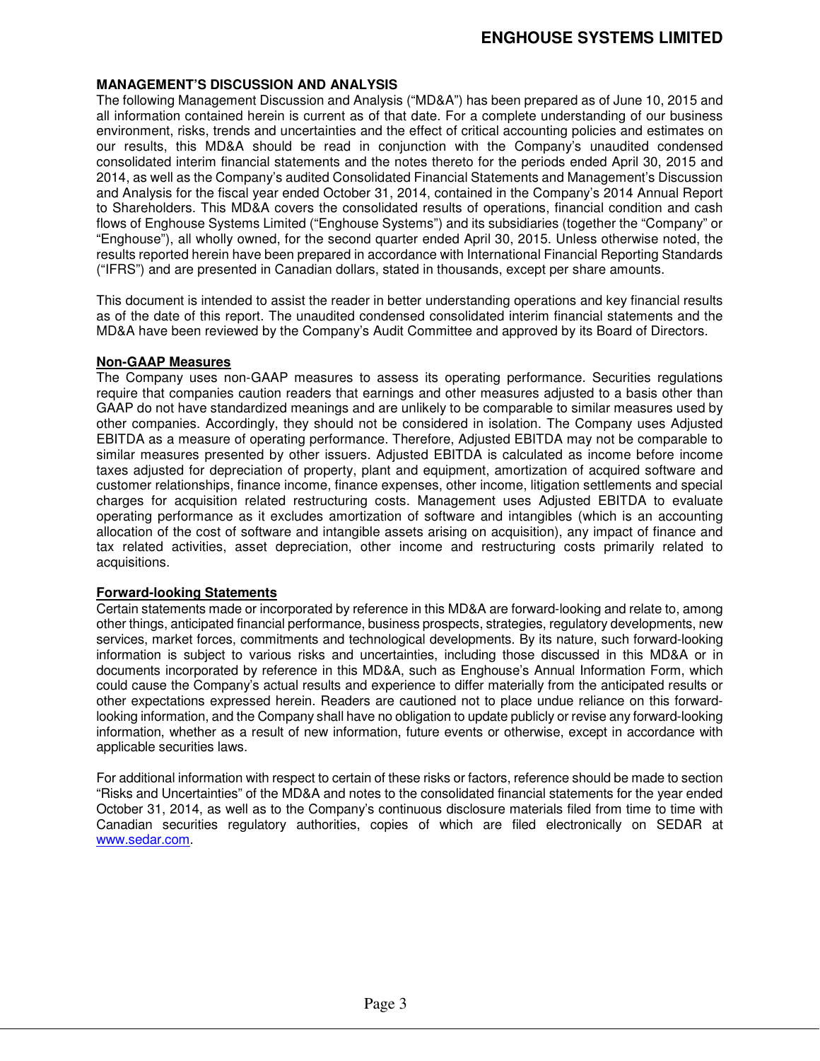## MANAGEMENT'S DISCUSSION AND ANALYSIS

The following Management Discussion and Analysis ("MD&A") has been prepared as of June 10, 2015 and all information contained herein is current as of that date. For a complete understanding of our business environment, risks, trends and uncertainties and the effect of critical accounting policies and estimates on our results, this MD&A should be read in conjunction with the Company's unaudited condensed consolidated interim financial statements and the notes thereto for the periods ended April 30, 2015 and 2014, as well as the Company's audited Consolidated Financial Statements and Management's Discussion and Analysis for the fiscal year ended October 31, 2014, contained in the Company's 2014 Annual Report to Shareholders. This MD&A covers the consolidated results of operations, financial condition and cash flows of Enghouse Systems Limited ("Enghouse Systems") and its subsidiaries (together the "Company" or "Enghouse"), all wholly owned, for the second quarter ended April 30, 2015. Unless otherwise noted, the results reported herein have been prepared in accordance with International Financial Reporting Standards ("IFRS") and are presented in Canadian dollars, stated in thousands, except per share amounts.

This document is intended to assist the reader in better understanding operations and key financial results as of the date of this report. The unaudited condensed consolidated interim financial statements and the MD&A have been reviewed by the Company's Audit Committee and approved by its Board of Directors.

### Non-GAAP Measures

The Company uses non-GAAP measures to assess its operating performance. Securities regulations require that companies caution readers that earnings and other measures adjusted to a basis other than GAAP do not have standardized meanings and are unlikely to be comparable to similar measures used by other companies. Accordingly, they should not be considered in isolation. The Company uses Adjusted EBITDA as a measure of operating performance. Therefore, Adjusted EBITDA may not be comparable to similar measures presented by other issuers. Adjusted EBITDA is calculated as income before income taxes adjusted for depreciation of property, plant and equipment, amortization of acquired software and customer relationships, finance income, finance expenses, other income, litigation settlements and special charges for acquisition related restructuring costs. Management uses Adjusted EBITDA to evaluate operating performance as it excludes amortization of software and intangibles (which is an accounting allocation of the cost of software and intangible assets arising on acquisition), any impact of finance and tax related activities, asset depreciation, other income and restructuring costs primarily related to acquisitions.

### Forward-looking Statements

Certain statements made or incorporated by reference in this MD&A are forward-looking and relate to, among other things, anticipated financial performance, business prospects, strategies, regulatory developments, new services, market forces, commitments and technological developments. By its nature, such forward-looking information is subject to various risks and uncertainties, including those discussed in this MD&A or in documents incorporated by reference in this MD&A, such as Enghouse's Annual Information Form, which could cause the Company's actual results and experience to differ materially from the anticipated results or other expectations expressed herein. Readers are cautioned not to place undue reliance on this forward-looking information, and the Company shall have no obligation to update publicly or revise any forward-looking information, whether as a result of new information, future events or otherwise, except in accordance with applicable securities laws.

For additional information with respect to certain of these risks or factors, reference should be made to section "Risks and Uncertainties" of the MD&A and notes to the consolidated financial statements for the year ended October 31, 2014, as well as to the Company's continuous disclosure materials filed from time to time with Canadian securities regulatory authorities, copies of which are filed electronically on SEDAR at www.sedar.com.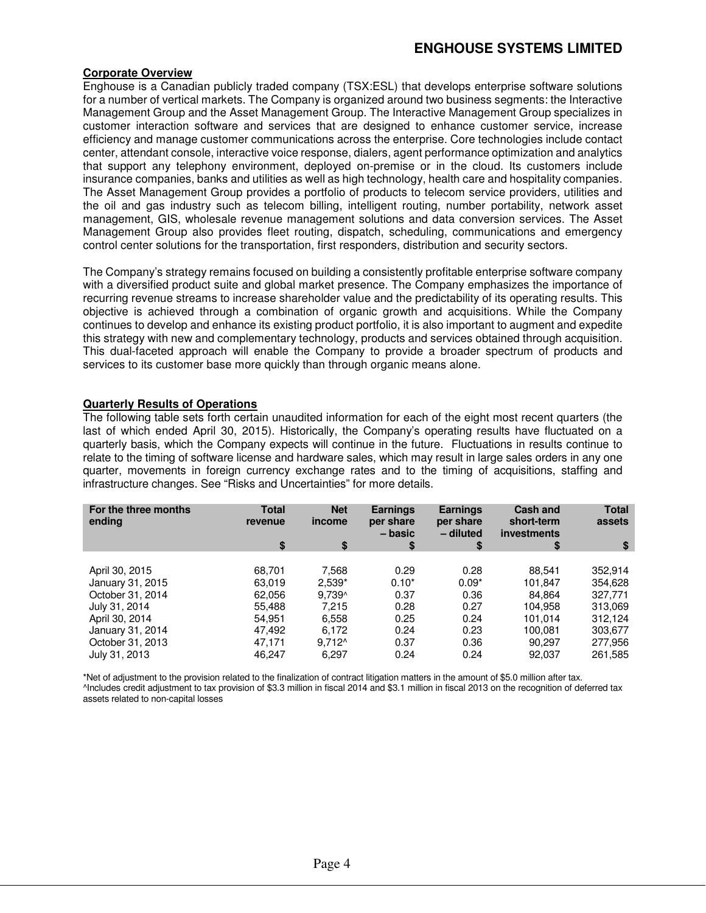## Corporate Overview

Enghouse is a Canadian publicly traded company (TSX:ESL) that develops enterprise software solutions for a number of vertical markets. The Company is organized around two business segments: the Interactive Management Group and the Asset Management Group. The Interactive Management Group specializes in customer interaction software and services that are designed to enhance customer service, increase efficiency and manage customer communications across the enterprise. Core technologies include contact center, attendant console, interactive voice response, dialers, agent performance optimization and analytics that support any telephony environment, deployed on-premise or in the cloud. Its customers include insurance companies, banks and utilities as well as high technology, health care and hospitality companies. The Asset Management Group provides a portfolio of products to telecom service providers, utilities and the oil and gas industry such as telecom billing, intelligent routing, number portability, network asset management, GIS, wholesale revenue management solutions and data conversion services. The Asset Management Group also provides fleet routing, dispatch, scheduling, communications and emergency control center solutions for the transportation, first responders, distribution and security sectors.

The Company's strategy remains focused on building a consistently profitable enterprise software company with a diversified product suite and global market presence. The Company emphasizes the importance of recurring revenue streams to increase shareholder value and the predictability of its operating results. This objective is achieved through a combination of organic growth and acquisitions. While the Company continues to develop and enhance its existing product portfolio, it is also important to augment and expedite this strategy with new and complementary technology, products and services obtained through acquisition. This dual-faceted approach will enable the Company to provide a broader spectrum of products and services to its customer base more quickly than through organic means alone.

## Quarterly Results of Operations

The following table sets forth certain unaudited information for each of the eight most recent quarters (the last of which ended April 30, 2015). Historically, the Company's operating results have fluctuated on a quarterly basis, which the Company expects will continue in the future. Fluctuations in results continue to relate to the timing of software license and hardware sales, which may result in large sales orders in any one quarter, movements in foreign currency exchange rates and to the timing of acquisitions, staffing and infrastructure changes. See "Risks and Uncertainties" for more details.

| For the three months ending | Total revenue $ | Net income $ | Earnings per share – basic $ | Earnings per share – diluted $ | Cash and short-term investments $ | Total assets $ |
|---|---|---|---|---|---|---|
| April 30, 2015 | 68,701 | 7,568 | 0.29 | 0.28 | 88,541 | 352,914 |
| January 31, 2015 | 63,019 | 2,539* | 0.10* | 0.09* | 101,847 | 354,628 |
| October 31, 2014 | 62,056 | 9,739^ | 0.37 | 0.36 | 84,864 | 327,771 |
| July 31, 2014 | 55,488 | 7,215 | 0.28 | 0.27 | 104,958 | 313,069 |
| April 30, 2014 | 54,951 | 6,558 | 0.25 | 0.24 | 101,014 | 312,124 |
| January 31, 2014 | 47,492 | 6,172 | 0.24 | 0.23 | 100,081 | 303,677 |
| October 31, 2013 | 47,171 | 9,712^ | 0.37 | 0.36 | 90,297 | 277,956 |
| July 31, 2013 | 46,247 | 6,297 | 0.24 | 0.24 | 92,037 | 261,585 |

*Net of adjustment to the provision related to the finalization of contract litigation matters in the amount of $5.0 million after tax.
^Includes credit adjustment to tax provision of $3.3 million in fiscal 2014 and $3.1 million in fiscal 2013 on the recognition of deferred tax assets related to non-capital losses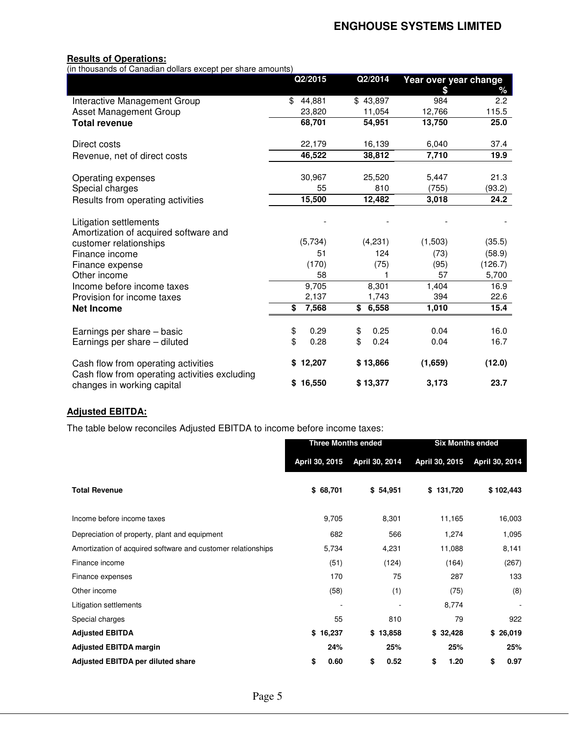**Results of Operations:**

(in thousands of Canadian dollars except per share amounts)

| | Q2/2015 | Q2/2014 | Year over year change $ | % |
|---|---|---|---|---|
| Interactive Management Group | $ 44,881 | $ 43,897 | 984 | 2.2 |
| Asset Management Group | 23,820 | 11,054 | 12,766 | 115.5 |
| **Total revenue** | **68,701** | **54,951** | **13,750** | **25.0** |
| Direct costs | 22,179 | 16,139 | 6,040 | 37.4 |
| Revenue, net of direct costs | **46,522** | **38,812** | **7,710** | **19.9** |
| Operating expenses | 30,967 | 25,520 | 5,447 | 21.3 |
| Special charges | 55 | 810 | (755) | (93.2) |
| Results from operating activities | **15,500** | **12,482** | **3,018** | **24.2** |
| Litigation settlements | - | - | - | - |
| Amortization of acquired software and customer relationships | (5,734) | (4,231) | (1,503) | (35.5) |
| Finance income | 51 | 124 | (73) | (58.9) |
| Finance expense | (170) | (75) | (95) | (126.7) |
| Other income | 58 | 1 | 57 | 5,700 |
| Income before income taxes | 9,705 | 8,301 | 1,404 | 16.9 |
| Provision for income taxes | 2,137 | 1,743 | 394 | 22.6 |
| **Net Income** | **$ 7,568** | **$ 6,558** | **1,010** | **15.4** |
| Earnings per share – basic | $ 0.29 | $ 0.25 | 0.04 | 16.0 |
| Earnings per share – diluted | $ 0.28 | $ 0.24 | 0.04 | 16.7 |
| Cash flow from operating activities | **$ 12,207** | **$ 13,866** | **(1,659)** | **(12.0)** |
| Cash flow from operating activities excluding changes in working capital | **$ 16,550** | **$ 13,377** | **3,173** | **23.7** |

**Adjusted EBITDA:**

The table below reconciles Adjusted EBITDA to income before income taxes:

| | Three Months ended | | Six Months ended | |
|---|---|---|---|---|
| | April 30, 2015 | April 30, 2014 | April 30, 2015 | April 30, 2014 |
| **Total Revenue** | **$ 68,701** | **$ 54,951** | **$ 131,720** | **$ 102,443** |
| Income before income taxes | 9,705 | 8,301 | 11,165 | 16,003 |
| Depreciation of property, plant and equipment | 682 | 566 | 1,274 | 1,095 |
| Amortization of acquired software and customer relationships | 5,734 | 4,231 | 11,088 | 8,141 |
| Finance income | (51) | (124) | (164) | (267) |
| Finance expenses | 170 | 75 | 287 | 133 |
| Other income | (58) | (1) | (75) | (8) |
| Litigation settlements | - | - | 8,774 | - |
| Special charges | 55 | 810 | 79 | 922 |
| **Adjusted EBITDA** | **$ 16,237** | **$ 13,858** | **$ 32,428** | **$ 26,019** |
| **Adjusted EBITDA margin** | **24%** | **25%** | **25%** | **25%** |
| **Adjusted EBITDA per diluted share** | **$ 0.60** | **$ 0.52** | **$ 1.20** | **$ 0.97** |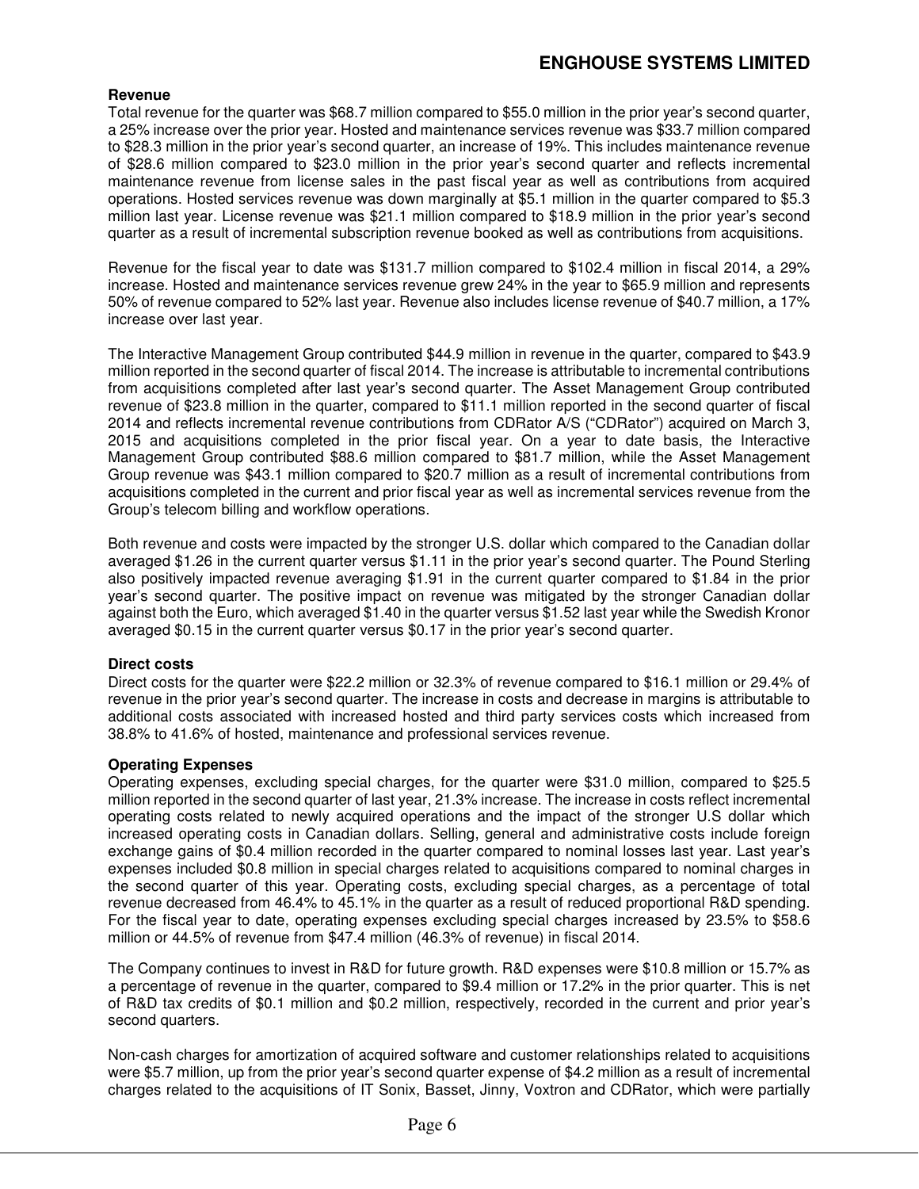**Revenue**

Total revenue for the quarter was $68.7 million compared to $55.0 million in the prior year's second quarter, a 25% increase over the prior year. Hosted and maintenance services revenue was $33.7 million compared to $28.3 million in the prior year's second quarter, an increase of 19%. This includes maintenance revenue of $28.6 million compared to $23.0 million in the prior year's second quarter and reflects incremental maintenance revenue from license sales in the past fiscal year as well as contributions from acquired operations. Hosted services revenue was down marginally at $5.1 million in the quarter compared to $5.3 million last year. License revenue was $21.1 million compared to $18.9 million in the prior year's second quarter as a result of incremental subscription revenue booked as well as contributions from acquisitions.

Revenue for the fiscal year to date was $131.7 million compared to $102.4 million in fiscal 2014, a 29% increase. Hosted and maintenance services revenue grew 24% in the year to $65.9 million and represents 50% of revenue compared to 52% last year. Revenue also includes license revenue of $40.7 million, a 17% increase over last year.

The Interactive Management Group contributed $44.9 million in revenue in the quarter, compared to $43.9 million reported in the second quarter of fiscal 2014. The increase is attributable to incremental contributions from acquisitions completed after last year's second quarter. The Asset Management Group contributed revenue of $23.8 million in the quarter, compared to $11.1 million reported in the second quarter of fiscal 2014 and reflects incremental revenue contributions from CDRator A/S ("CDRator") acquired on March 3, 2015 and acquisitions completed in the prior fiscal year. On a year to date basis, the Interactive Management Group contributed $88.6 million compared to $81.7 million, while the Asset Management Group revenue was $43.1 million compared to $20.7 million as a result of incremental contributions from acquisitions completed in the current and prior fiscal year as well as incremental services revenue from the Group's telecom billing and workflow operations.

Both revenue and costs were impacted by the stronger U.S. dollar which compared to the Canadian dollar averaged $1.26 in the current quarter versus $1.11 in the prior year's second quarter. The Pound Sterling also positively impacted revenue averaging $1.91 in the current quarter compared to $1.84 in the prior year's second quarter. The positive impact on revenue was mitigated by the stronger Canadian dollar against both the Euro, which averaged $1.40 in the quarter versus $1.52 last year while the Swedish Kronor averaged $0.15 in the current quarter versus $0.17 in the prior year's second quarter.

**Direct costs**

Direct costs for the quarter were $22.2 million or 32.3% of revenue compared to $16.1 million or 29.4% of revenue in the prior year's second quarter. The increase in costs and decrease in margins is attributable to additional costs associated with increased hosted and third party services costs which increased from 38.8% to 41.6% of hosted, maintenance and professional services revenue.

**Operating Expenses**

Operating expenses, excluding special charges, for the quarter were $31.0 million, compared to $25.5 million reported in the second quarter of last year, 21.3% increase. The increase in costs reflect incremental operating costs related to newly acquired operations and the impact of the stronger U.S dollar which increased operating costs in Canadian dollars. Selling, general and administrative costs include foreign exchange gains of $0.4 million recorded in the quarter compared to nominal losses last year. Last year's expenses included $0.8 million in special charges related to acquisitions compared to nominal charges in the second quarter of this year. Operating costs, excluding special charges, as a percentage of total revenue decreased from 46.4% to 45.1% in the quarter as a result of reduced proportional R&D spending. For the fiscal year to date, operating expenses excluding special charges increased by 23.5% to $58.6 million or 44.5% of revenue from $47.4 million (46.3% of revenue) in fiscal 2014.

The Company continues to invest in R&D for future growth. R&D expenses were $10.8 million or 15.7% as a percentage of revenue in the quarter, compared to $9.4 million or 17.2% in the prior quarter. This is net of R&D tax credits of $0.1 million and $0.2 million, respectively, recorded in the current and prior year's second quarters.

Non-cash charges for amortization of acquired software and customer relationships related to acquisitions were $5.7 million, up from the prior year's second quarter expense of $4.2 million as a result of incremental charges related to the acquisitions of IT Sonix, Basset, Jinny, Voxtron and CDRator, which were partially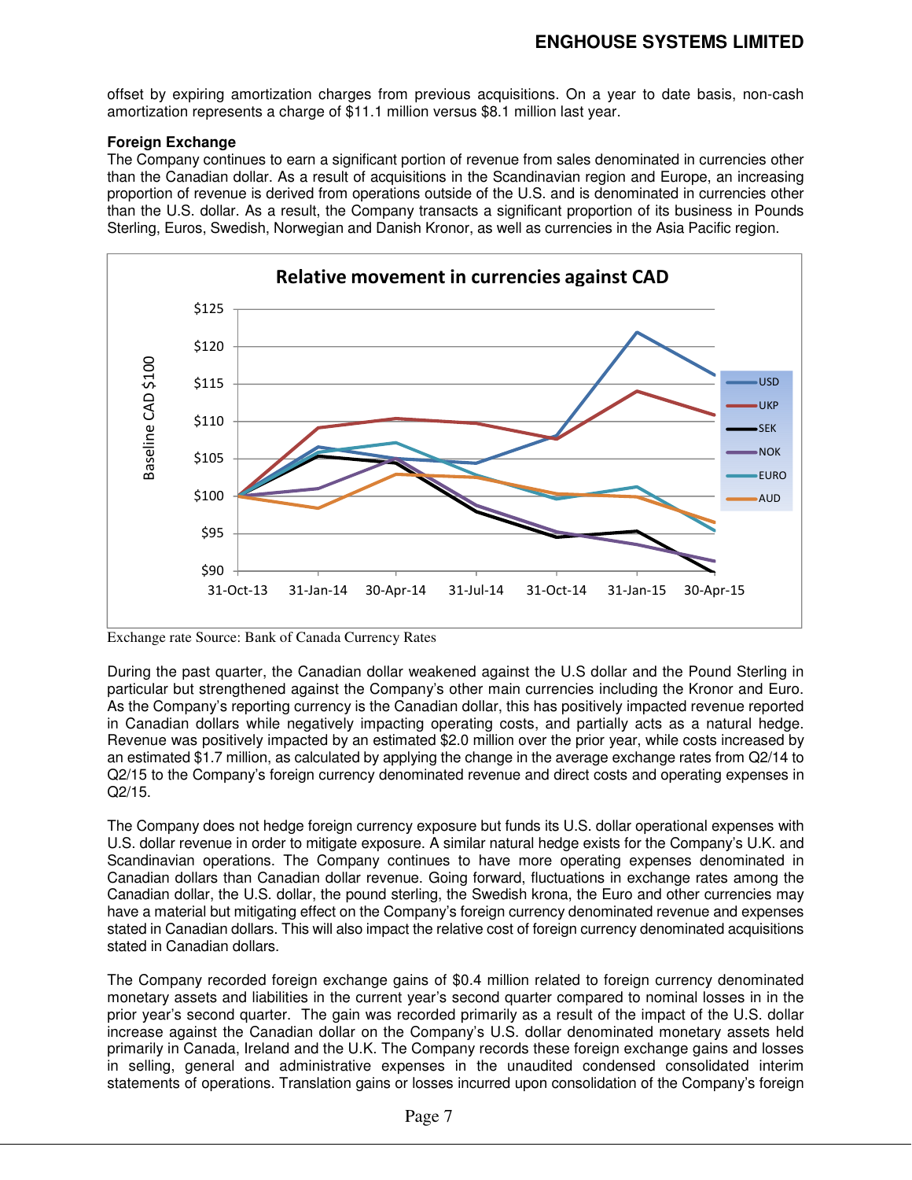offset by expiring amortization charges from previous acquisitions. On a year to date basis, non-cash amortization represents a charge of $11.1 million versus $8.1 million last year.

**Foreign Exchange**

The Company continues to earn a significant portion of revenue from sales denominated in currencies other than the Canadian dollar. As a result of acquisitions in the Scandinavian region and Europe, an increasing proportion of revenue is derived from operations outside of the U.S. and is denominated in currencies other than the U.S. dollar. As a result, the Company transacts a significant proportion of its business in Pounds Sterling, Euros, Swedish, Norwegian and Danish Kronor, as well as currencies in the Asia Pacific region.

Exchange rate Source: Bank of Canada Currency Rates

During the past quarter, the Canadian dollar weakened against the U.S dollar and the Pound Sterling in particular but strengthened against the Company's other main currencies including the Kronor and Euro. As the Company's reporting currency is the Canadian dollar, this has positively impacted revenue reported in Canadian dollars while negatively impacting operating costs, and partially acts as a natural hedge. Revenue was positively impacted by an estimated $2.0 million over the prior year, while costs increased by an estimated $1.7 million, as calculated by applying the change in the average exchange rates from Q2/14 to Q2/15 to the Company's foreign currency denominated revenue and direct costs and operating expenses in Q2/15.

The Company does not hedge foreign currency exposure but funds its U.S. dollar operational expenses with U.S. dollar revenue in order to mitigate exposure. A similar natural hedge exists for the Company's U.K. and Scandinavian operations. The Company continues to have more operating expenses denominated in Canadian dollars than Canadian dollar revenue. Going forward, fluctuations in exchange rates among the Canadian dollar, the U.S. dollar, the pound sterling, the Swedish krona, the Euro and other currencies may have a material but mitigating effect on the Company's foreign currency denominated revenue and expenses stated in Canadian dollars. This will also impact the relative cost of foreign currency denominated acquisitions stated in Canadian dollars.

The Company recorded foreign exchange gains of $0.4 million related to foreign currency denominated monetary assets and liabilities in the current year's second quarter compared to nominal losses in in the prior year's second quarter. The gain was recorded primarily as a result of the impact of the U.S. dollar increase against the Canadian dollar on the Company's U.S. dollar denominated monetary assets held primarily in Canada, Ireland and the U.K. The Company records these foreign exchange gains and losses in selling, general and administrative expenses in the unaudited condensed consolidated interim statements of operations. Translation gains or losses incurred upon consolidation of the Company's foreign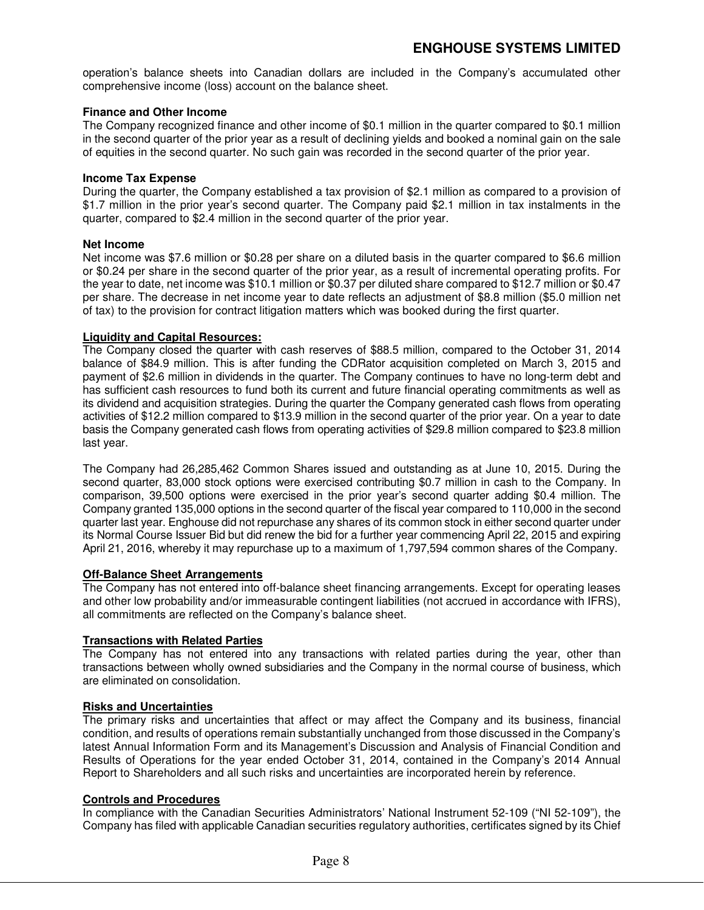operation's balance sheets into Canadian dollars are included in the Company's accumulated other comprehensive income (loss) account on the balance sheet.

**Finance and Other Income**

The Company recognized finance and other income of $0.1 million in the quarter compared to $0.1 million in the second quarter of the prior year as a result of declining yields and booked a nominal gain on the sale of equities in the second quarter. No such gain was recorded in the second quarter of the prior year.

**Income Tax Expense**

During the quarter, the Company established a tax provision of $2.1 million as compared to a provision of $1.7 million in the prior year's second quarter. The Company paid $2.1 million in tax instalments in the quarter, compared to $2.4 million in the second quarter of the prior year.

**Net Income**

Net income was $7.6 million or $0.28 per share on a diluted basis in the quarter compared to $6.6 million or $0.24 per share in the second quarter of the prior year, as a result of incremental operating profits. For the year to date, net income was $10.1 million or $0.37 per diluted share compared to $12.7 million or $0.47 per share. The decrease in net income year to date reflects an adjustment of $8.8 million ($5.0 million net of tax) to the provision for contract litigation matters which was booked during the first quarter.

## Liquidity and Capital Resources:

The Company closed the quarter with cash reserves of $88.5 million, compared to the October 31, 2014 balance of $84.9 million. This is after funding the CDRator acquisition completed on March 3, 2015 and payment of $2.6 million in dividends in the quarter. The Company continues to have no long-term debt and has sufficient cash resources to fund both its current and future financial operating commitments as well as its dividend and acquisition strategies. During the quarter the Company generated cash flows from operating activities of $12.2 million compared to $13.9 million in the second quarter of the prior year. On a year to date basis the Company generated cash flows from operating activities of $29.8 million compared to $23.8 million last year.

The Company had 26,285,462 Common Shares issued and outstanding as at June 10, 2015. During the second quarter, 83,000 stock options were exercised contributing $0.7 million in cash to the Company. In comparison, 39,500 options were exercised in the prior year's second quarter adding $0.4 million. The Company granted 135,000 options in the second quarter of the fiscal year compared to 110,000 in the second quarter last year. Enghouse did not repurchase any shares of its common stock in either second quarter under its Normal Course Issuer Bid but did renew the bid for a further year commencing April 22, 2015 and expiring April 21, 2016, whereby it may repurchase up to a maximum of 1,797,594 common shares of the Company.

## Off-Balance Sheet Arrangements

The Company has not entered into off-balance sheet financing arrangements. Except for operating leases and other low probability and/or immeasurable contingent liabilities (not accrued in accordance with IFRS), all commitments are reflected on the Company's balance sheet.

## Transactions with Related Parties

The Company has not entered into any transactions with related parties during the year, other than transactions between wholly owned subsidiaries and the Company in the normal course of business, which are eliminated on consolidation.

## Risks and Uncertainties

The primary risks and uncertainties that affect or may affect the Company and its business, financial condition, and results of operations remain substantially unchanged from those discussed in the Company's latest Annual Information Form and its Management's Discussion and Analysis of Financial Condition and Results of Operations for the year ended October 31, 2014, contained in the Company's 2014 Annual Report to Shareholders and all such risks and uncertainties are incorporated herein by reference.

## Controls and Procedures

In compliance with the Canadian Securities Administrators' National Instrument 52-109 ("NI 52-109"), the Company has filed with applicable Canadian securities regulatory authorities, certificates signed by its Chief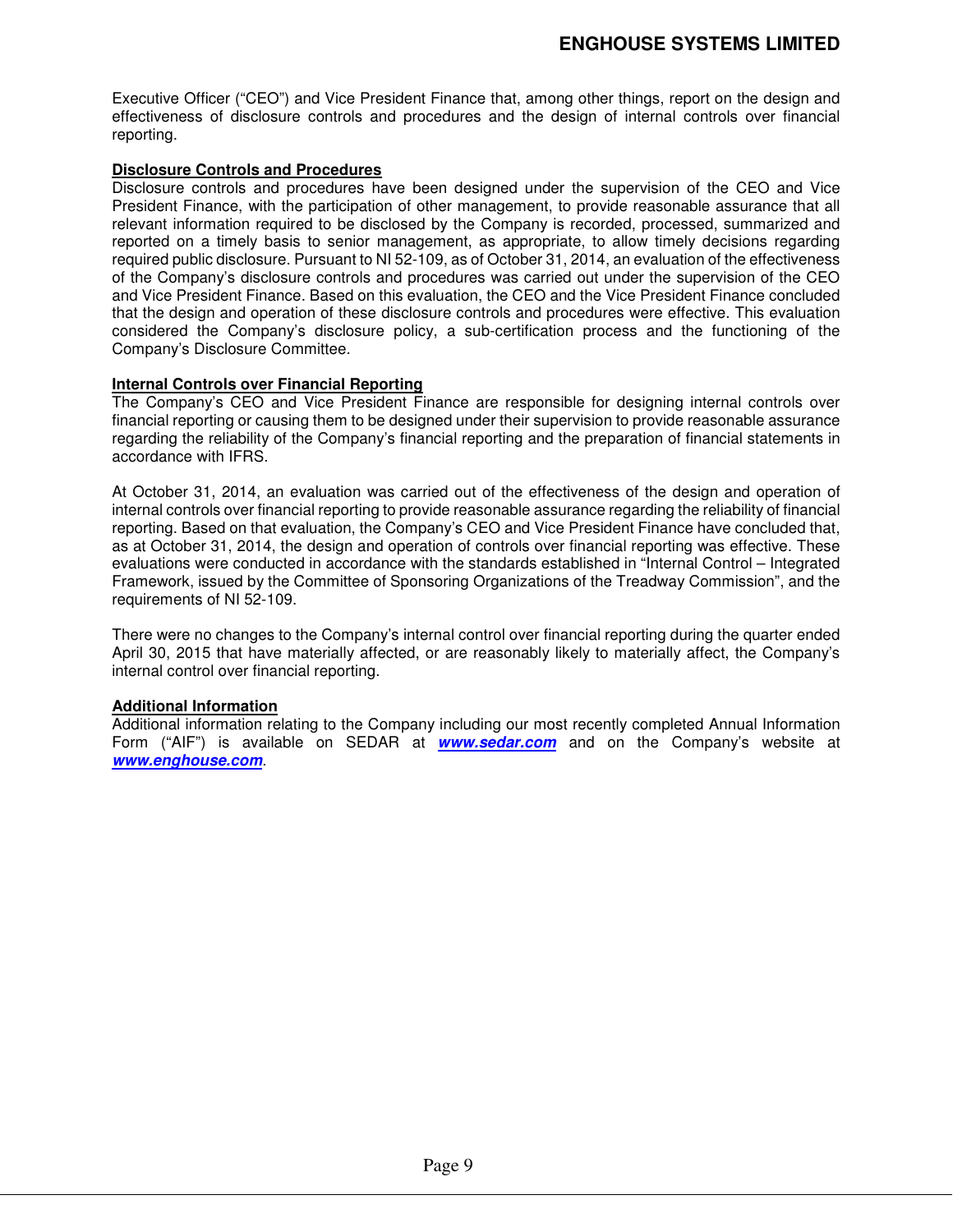Executive Officer ("CEO") and Vice President Finance that, among other things, report on the design and effectiveness of disclosure controls and procedures and the design of internal controls over financial reporting.

**Disclosure Controls and Procedures**

Disclosure controls and procedures have been designed under the supervision of the CEO and Vice President Finance, with the participation of other management, to provide reasonable assurance that all relevant information required to be disclosed by the Company is recorded, processed, summarized and reported on a timely basis to senior management, as appropriate, to allow timely decisions regarding required public disclosure. Pursuant to NI 52-109, as of October 31, 2014, an evaluation of the effectiveness of the Company's disclosure controls and procedures was carried out under the supervision of the CEO and Vice President Finance. Based on this evaluation, the CEO and the Vice President Finance concluded that the design and operation of these disclosure controls and procedures were effective. This evaluation considered the Company's disclosure policy, a sub-certification process and the functioning of the Company's Disclosure Committee.

**Internal Controls over Financial Reporting**

The Company's CEO and Vice President Finance are responsible for designing internal controls over financial reporting or causing them to be designed under their supervision to provide reasonable assurance regarding the reliability of the Company's financial reporting and the preparation of financial statements in accordance with IFRS.

At October 31, 2014, an evaluation was carried out of the effectiveness of the design and operation of internal controls over financial reporting to provide reasonable assurance regarding the reliability of financial reporting. Based on that evaluation, the Company's CEO and Vice President Finance have concluded that, as at October 31, 2014, the design and operation of controls over financial reporting was effective. These evaluations were conducted in accordance with the standards established in "Internal Control – Integrated Framework, issued by the Committee of Sponsoring Organizations of the Treadway Commission", and the requirements of NI 52-109.

There were no changes to the Company's internal control over financial reporting during the quarter ended April 30, 2015 that have materially affected, or are reasonably likely to materially affect, the Company's internal control over financial reporting.

**Additional Information**

Additional information relating to the Company including our most recently completed Annual Information Form ("AIF") is available on SEDAR at ***www.sedar.com*** and on the Company's website at ***www.enghouse.com***.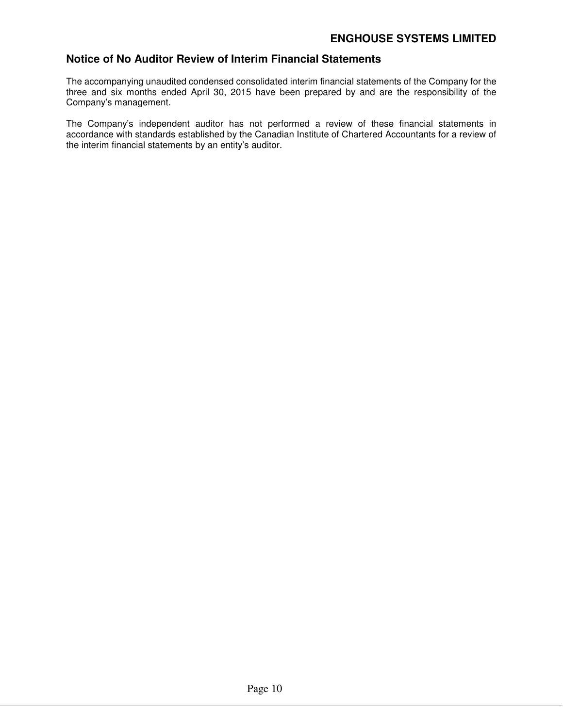## Notice of No Auditor Review of Interim Financial Statements

The accompanying unaudited condensed consolidated interim financial statements of the Company for the three and six months ended April 30, 2015 have been prepared by and are the responsibility of the Company's management.

The Company's independent auditor has not performed a review of these financial statements in accordance with standards established by the Canadian Institute of Chartered Accountants for a review of the interim financial statements by an entity's auditor.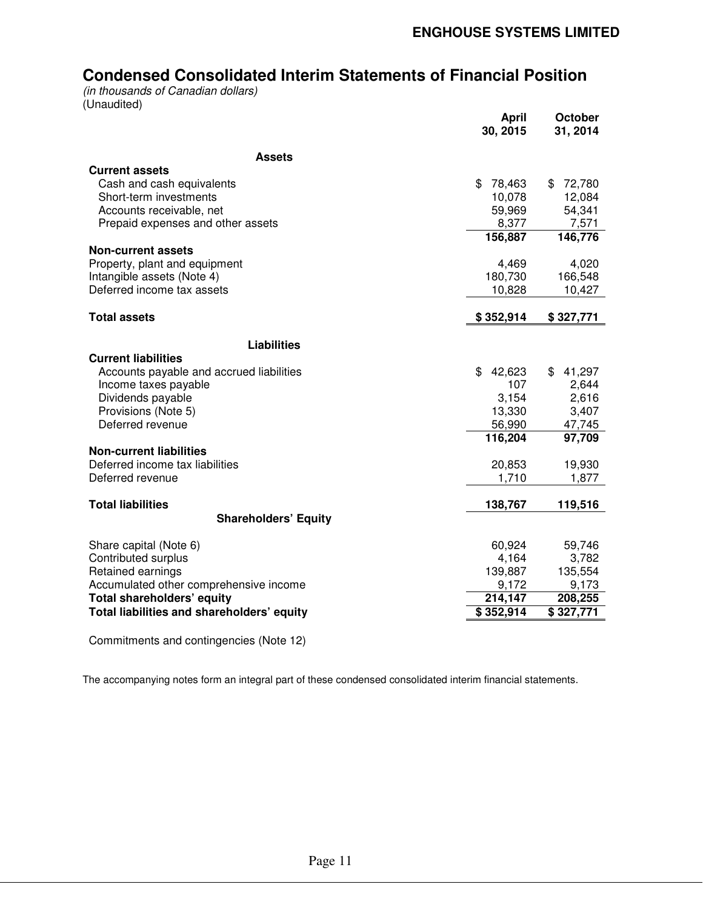# Condensed Consolidated Interim Statements of Financial Position

*(in thousands of Canadian dollars)*
(Unaudited)

| | April 30, 2015 | October 31, 2014 |
|---|---|---|
| **Assets** | | |
| **Current assets** | | |
| Cash and cash equivalents | $ 78,463 | $ 72,780 |
| Short-term investments | 10,078 | 12,084 |
| Accounts receivable, net | 59,969 | 54,341 |
| Prepaid expenses and other assets | 8,377 | 7,571 |
| | **156,887** | **146,776** |
| **Non-current assets** | | |
| Property, plant and equipment | 4,469 | 4,020 |
| Intangible assets (Note 4) | 180,730 | 166,548 |
| Deferred income tax assets | 10,828 | 10,427 |
| **Total assets** | **$ 352,914** | **$ 327,771** |
| **Liabilities** | | |
| **Current liabilities** | | |
| Accounts payable and accrued liabilities | $ 42,623 | $ 41,297 |
| Income taxes payable | 107 | 2,644 |
| Dividends payable | 3,154 | 2,616 |
| Provisions (Note 5) | 13,330 | 3,407 |
| Deferred revenue | 56,990 | 47,745 |
| | **116,204** | **97,709** |
| **Non-current liabilities** | | |
| Deferred income tax liabilities | 20,853 | 19,930 |
| Deferred revenue | 1,710 | 1,877 |
| **Total liabilities** | **138,767** | **119,516** |
| **Shareholders' Equity** | | |
| Share capital (Note 6) | 60,924 | 59,746 |
| Contributed surplus | 4,164 | 3,782 |
| Retained earnings | 139,887 | 135,554 |
| Accumulated other comprehensive income | 9,172 | 9,173 |
| **Total shareholders' equity** | **214,147** | **208,255** |
| **Total liabilities and shareholders' equity** | **$ 352,914** | **$ 327,771** |

Commitments and contingencies (Note 12)

The accompanying notes form an integral part of these condensed consolidated interim financial statements.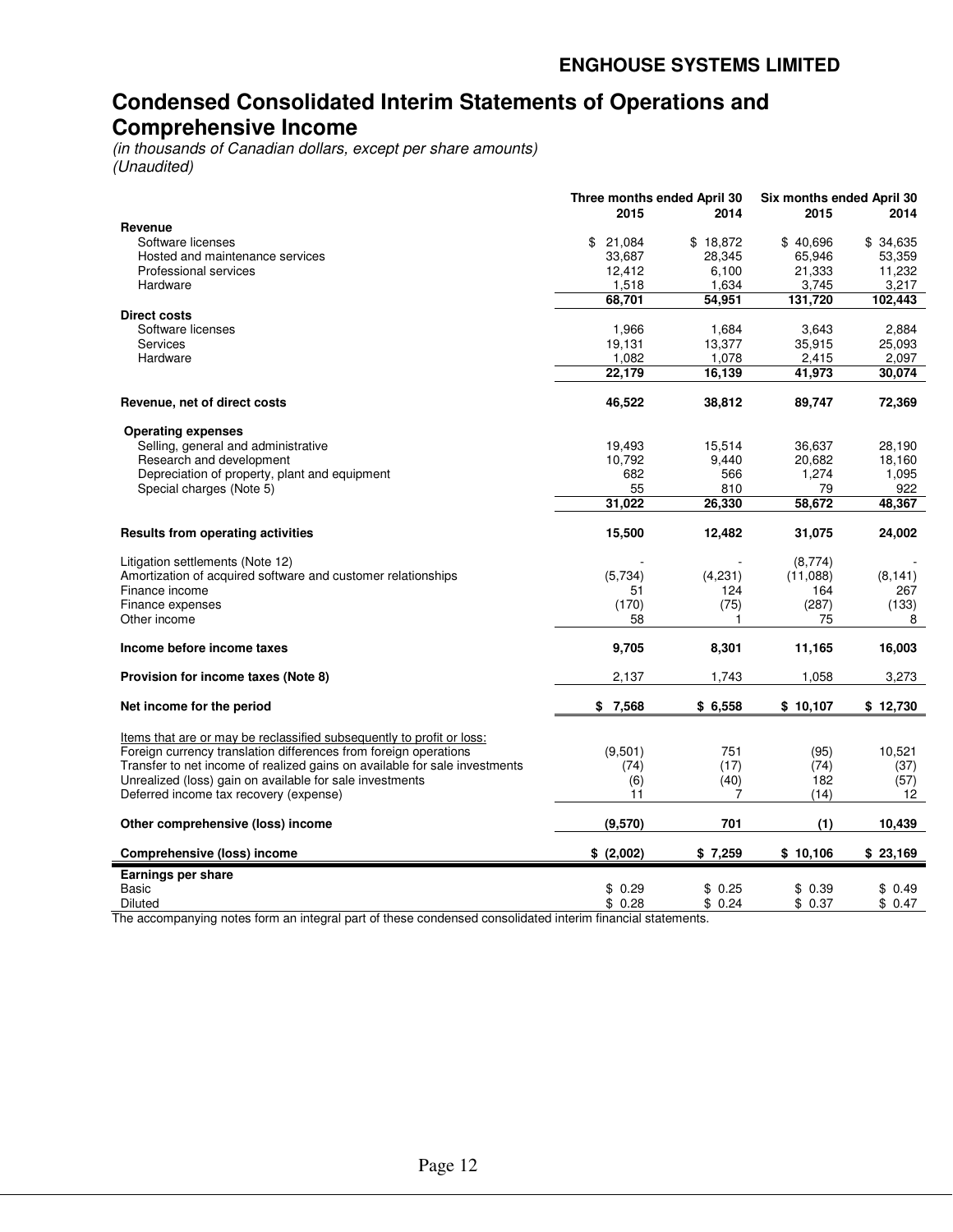**ENGHOUSE SYSTEMS LIMITED**

# Condensed Consolidated Interim Statements of Operations and Comprehensive Income

*(in thousands of Canadian dollars, except per share amounts)*
*(Unaudited)*

| | Three months ended April 30 | | Six months ended April 30 | |
|---|---|---|---|---|
| | 2015 | 2014 | 2015 | 2014 |
| **Revenue** | | | | |
| Software licenses | $ 21,084 | $ 18,872 | $ 40,696 | $ 34,635 |
| Hosted and maintenance services | 33,687 | 28,345 | 65,946 | 53,359 |
| Professional services | 12,412 | 6,100 | 21,333 | 11,232 |
| Hardware | 1,518 | 1,634 | 3,745 | 3,217 |
| | **68,701** | **54,951** | **131,720** | **102,443** |
| **Direct costs** | | | | |
| Software licenses | 1,966 | 1,684 | 3,643 | 2,884 |
| Services | 19,131 | 13,377 | 35,915 | 25,093 |
| Hardware | 1,082 | 1,078 | 2,415 | 2,097 |
| | **22,179** | **16,139** | **41,973** | **30,074** |
| **Revenue, net of direct costs** | **46,522** | **38,812** | **89,747** | **72,369** |
| **Operating expenses** | | | | |
| Selling, general and administrative | 19,493 | 15,514 | 36,637 | 28,190 |
| Research and development | 10,792 | 9,440 | 20,682 | 18,160 |
| Depreciation of property, plant and equipment | 682 | 566 | 1,274 | 1,095 |
| Special charges (Note 5) | 55 | 810 | 79 | 922 |
| | **31,022** | **26,330** | **58,672** | **48,367** |
| **Results from operating activities** | **15,500** | **12,482** | **31,075** | **24,002** |
| Litigation settlements (Note 12) | - | - | (8,774) | - |
| Amortization of acquired software and customer relationships | (5,734) | (4,231) | (11,088) | (8,141) |
| Finance income | 51 | 124 | 164 | 267 |
| Finance expenses | (170) | (75) | (287) | (133) |
| Other income | 58 | 1 | 75 | 8 |
| **Income before income taxes** | **9,705** | **8,301** | **11,165** | **16,003** |
| **Provision for income taxes (Note 8)** | 2,137 | 1,743 | 1,058 | 3,273 |
| **Net income for the period** | **$ 7,568** | **$ 6,558** | **$ 10,107** | **$ 12,730** |
| Items that are or may be reclassified subsequently to profit or loss: | | | | |
| Foreign currency translation differences from foreign operations | (9,501) | 751 | (95) | 10,521 |
| Transfer to net income of realized gains on available for sale investments | (74) | (17) | (74) | (37) |
| Unrealized (loss) gain on available for sale investments | (6) | (40) | 182 | (57) |
| Deferred income tax recovery (expense) | 11 | 7 | (14) | 12 |
| **Other comprehensive (loss) income** | **(9,570)** | **701** | **(1)** | **10,439** |
| **Comprehensive (loss) income** | **$ (2,002)** | **$ 7,259** | **$ 10,106** | **$ 23,169** |
| **Earnings per share** | | | | |
| Basic | $ 0.29 | $ 0.25 | $ 0.39 | $ 0.49 |
| Diluted | $ 0.28 | $ 0.24 | $ 0.37 | $ 0.47 |

The accompanying notes form an integral part of these condensed consolidated interim financial statements.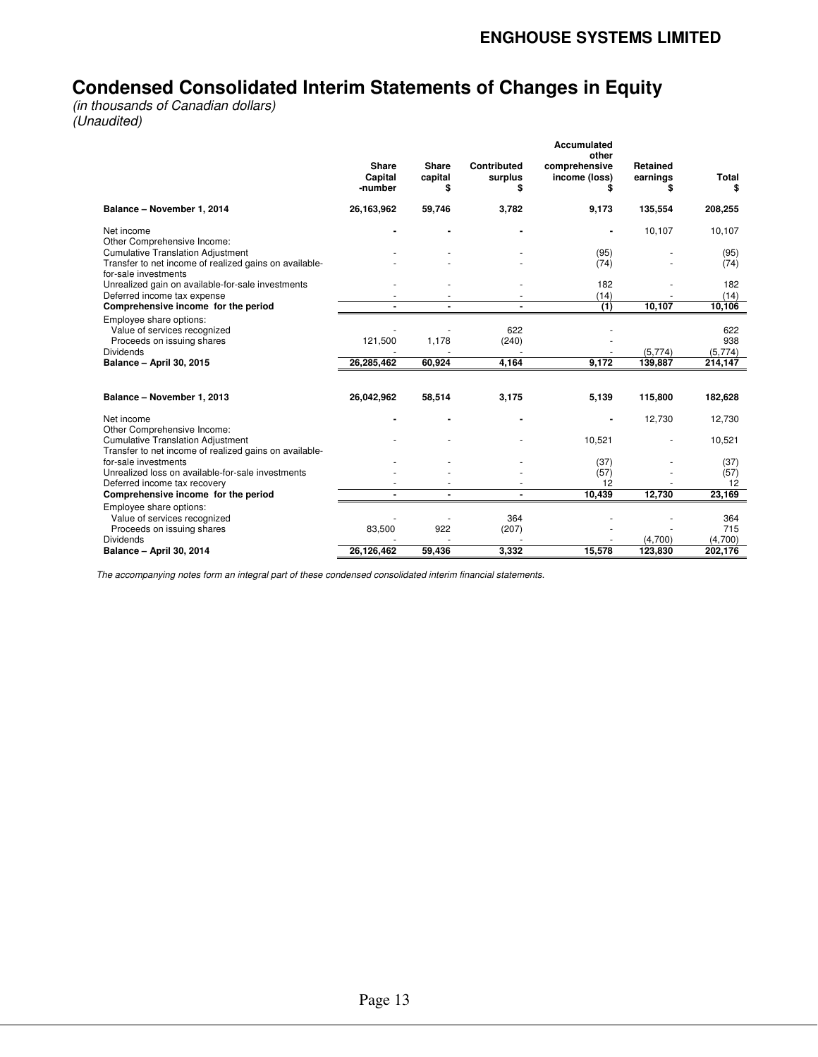# Condensed Consolidated Interim Statements of Changes in Equity

*(in thousands of Canadian dollars)*
*(Unaudited)*

| | Share Capital -number | Share capital $ | Contributed surplus $ | Accumulated other comprehensive income (loss) $ | Retained earnings $ | Total $ |
|---|---|---|---|---|---|---|
| **Balance – November 1, 2014** | **26,163,962** | **59,746** | **3,782** | **9,173** | **135,554** | **208,255** |
| Net income | - | - | - | - | 10,107 | 10,107 |
| Other Comprehensive Income: | | | | | | |
| Cumulative Translation Adjustment | - | - | - | (95) | - | (95) |
| Transfer to net income of realized gains on available-for-sale investments | - | - | - | (74) | - | (74) |
| Unrealized gain on available-for-sale investments | - | - | - | 182 | - | 182 |
| Deferred income tax expense | - | - | - | (14) | - | (14) |
| **Comprehensive income for the period** | **-** | **-** | **-** | **(1)** | **10,107** | **10,106** |
| Employee share options: | | | | | | |
| Value of services recognized | - | - | 622 | - | | 622 |
| Proceeds on issuing shares | 121,500 | 1,178 | (240) | - | | 938 |
| Dividends | - | - | - | - | (5,774) | (5,774) |
| **Balance – April 30, 2015** | **26,285,462** | **60,924** | **4,164** | **9,172** | **139,887** | **214,147** |
| | | | | | | |
| **Balance – November 1, 2013** | **26,042,962** | **58,514** | **3,175** | **5,139** | **115,800** | **182,628** |
| Net income | - | - | - | - | 12,730 | 12,730 |
| Other Comprehensive Income: | | | | | | |
| Cumulative Translation Adjustment | - | - | - | 10,521 | - | 10,521 |
| Transfer to net income of realized gains on available-for-sale investments | - | - | - | (37) | - | (37) |
| Unrealized loss on available-for-sale investments | - | - | - | (57) | - | (57) |
| Deferred income tax recovery | - | - | - | 12 | - | 12 |
| **Comprehensive income for the period** | **-** | **-** | **-** | **10,439** | **12,730** | **23,169** |
| Employee share options: | | | | | | |
| Value of services recognized | - | - | 364 | - | - | 364 |
| Proceeds on issuing shares | 83,500 | 922 | (207) | - | - | 715 |
| Dividends | - | - | - | - | (4,700) | (4,700) |
| **Balance – April 30, 2014** | **26,126,462** | **59,436** | **3,332** | **15,578** | **123,830** | **202,176** |

*The accompanying notes form an integral part of these condensed consolidated interim financial statements.*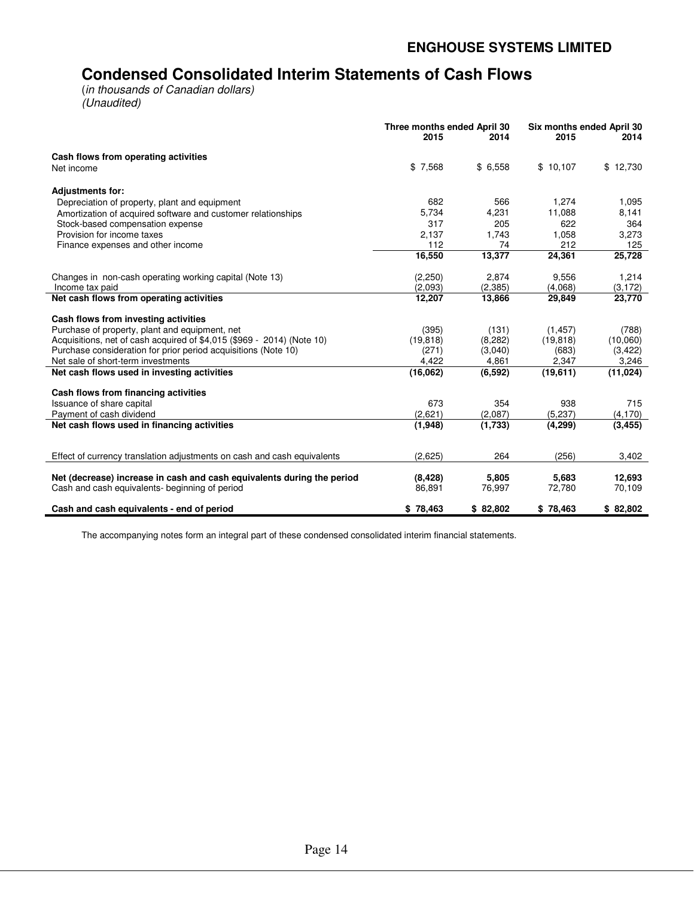## ENGHOUSE SYSTEMS LIMITED

# Condensed Consolidated Interim Statements of Cash Flows

(*in thousands of Canadian dollars*)
*(Unaudited)*

| | Three months ended April 30 | | Six months ended April 30 | |
|---|---|---|---|---|
| | **2015** | **2014** | **2015** | **2014** |
| **Cash flows from operating activities** | | | | |
| Net income | $ 7,568 | $ 6,558 | $ 10,107 | $ 12,730 |
| **Adjustments for:** | | | | |
| Depreciation of property, plant and equipment | 682 | 566 | 1,274 | 1,095 |
| Amortization of acquired software and customer relationships | 5,734 | 4,231 | 11,088 | 8,141 |
| Stock-based compensation expense | 317 | 205 | 622 | 364 |
| Provision for income taxes | 2,137 | 1,743 | 1,058 | 3,273 |
| Finance expenses and other income | 112 | 74 | 212 | 125 |
| | **16,550** | **13,377** | **24,361** | **25,728** |
| Changes in non-cash operating working capital (Note 13) | (2,250) | 2,874 | 9,556 | 1,214 |
| Income tax paid | (2,093) | (2,385) | (4,068) | (3,172) |
| **Net cash flows from operating activities** | **12,207** | **13,866** | **29,849** | **23,770** |
| **Cash flows from investing activities** | | | | |
| Purchase of property, plant and equipment, net | (395) | (131) | (1,457) | (788) |
| Acquisitions, net of cash acquired of $4,015 ($969 - 2014) (Note 10) | (19,818) | (8,282) | (19,818) | (10,060) |
| Purchase consideration for prior period acquisitions (Note 10) | (271) | (3,040) | (683) | (3,422) |
| Net sale of short-term investments | 4,422 | 4,861 | 2,347 | 3,246 |
| **Net cash flows used in investing activities** | **(16,062)** | **(6,592)** | **(19,611)** | **(11,024)** |
| **Cash flows from financing activities** | | | | |
| Issuance of share capital | 673 | 354 | 938 | 715 |
| Payment of cash dividend | (2,621) | (2,087) | (5,237) | (4,170) |
| **Net cash flows used in financing activities** | **(1,948)** | **(1,733)** | **(4,299)** | **(3,455)** |
| Effect of currency translation adjustments on cash and cash equivalents | (2,625) | 264 | (256) | 3,402 |
| **Net (decrease) increase in cash and cash equivalents during the period** | **(8,428)** | **5,805** | **5,683** | **12,693** |
| Cash and cash equivalents- beginning of period | 86,891 | 76,997 | 72,780 | 70,109 |
| **Cash and cash equivalents - end of period** | **$ 78,463** | **$ 82,802** | **$ 78,463** | **$ 82,802** |

The accompanying notes form an integral part of these condensed consolidated interim financial statements.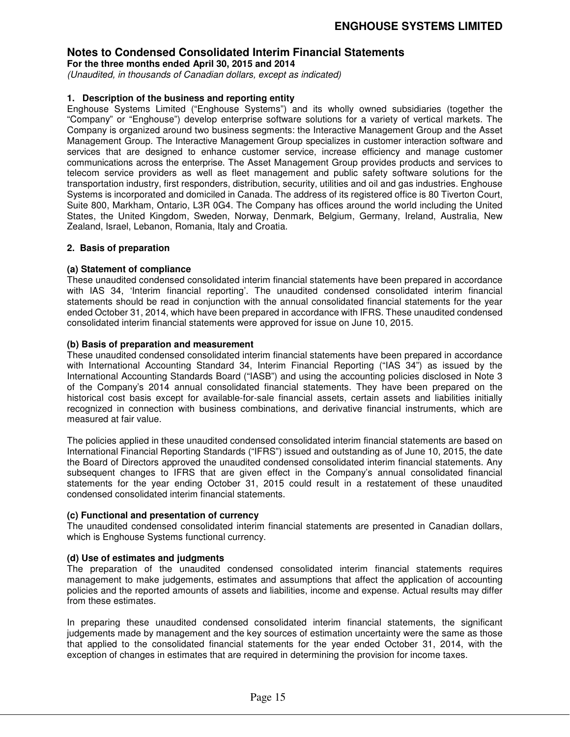## Notes to Condensed Consolidated Interim Financial Statements

**For the three months ended April 30, 2015 and 2014**

*(Unaudited, in thousands of Canadian dollars, except as indicated)*

### 1. Description of the business and reporting entity

Enghouse Systems Limited ("Enghouse Systems") and its wholly owned subsidiaries (together the "Company" or "Enghouse") develop enterprise software solutions for a variety of vertical markets. The Company is organized around two business segments: the Interactive Management Group and the Asset Management Group. The Interactive Management Group specializes in customer interaction software and services that are designed to enhance customer service, increase efficiency and manage customer communications across the enterprise. The Asset Management Group provides products and services to telecom service providers as well as fleet management and public safety software solutions for the transportation industry, first responders, distribution, security, utilities and oil and gas industries. Enghouse Systems is incorporated and domiciled in Canada. The address of its registered office is 80 Tiverton Court, Suite 800, Markham, Ontario, L3R 0G4. The Company has offices around the world including the United States, the United Kingdom, Sweden, Norway, Denmark, Belgium, Germany, Ireland, Australia, New Zealand, Israel, Lebanon, Romania, Italy and Croatia.

### 2. Basis of preparation

#### (a) Statement of compliance

These unaudited condensed consolidated interim financial statements have been prepared in accordance with IAS 34, 'Interim financial reporting'. The unaudited condensed consolidated interim financial statements should be read in conjunction with the annual consolidated financial statements for the year ended October 31, 2014, which have been prepared in accordance with IFRS. These unaudited condensed consolidated interim financial statements were approved for issue on June 10, 2015.

#### (b) Basis of preparation and measurement

These unaudited condensed consolidated interim financial statements have been prepared in accordance with International Accounting Standard 34, Interim Financial Reporting ("IAS 34") as issued by the International Accounting Standards Board ("IASB") and using the accounting policies disclosed in Note 3 of the Company's 2014 annual consolidated financial statements. They have been prepared on the historical cost basis except for available-for-sale financial assets, certain assets and liabilities initially recognized in connection with business combinations, and derivative financial instruments, which are measured at fair value.

The policies applied in these unaudited condensed consolidated interim financial statements are based on International Financial Reporting Standards ("IFRS") issued and outstanding as of June 10, 2015, the date the Board of Directors approved the unaudited condensed consolidated interim financial statements. Any subsequent changes to IFRS that are given effect in the Company's annual consolidated financial statements for the year ending October 31, 2015 could result in a restatement of these unaudited condensed consolidated interim financial statements.

#### (c) Functional and presentation of currency

The unaudited condensed consolidated interim financial statements are presented in Canadian dollars, which is Enghouse Systems functional currency.

#### (d) Use of estimates and judgments

The preparation of the unaudited condensed consolidated interim financial statements requires management to make judgements, estimates and assumptions that affect the application of accounting policies and the reported amounts of assets and liabilities, income and expense. Actual results may differ from these estimates.

In preparing these unaudited condensed consolidated interim financial statements, the significant judgements made by management and the key sources of estimation uncertainty were the same as those that applied to the consolidated financial statements for the year ended October 31, 2014, with the exception of changes in estimates that are required in determining the provision for income taxes.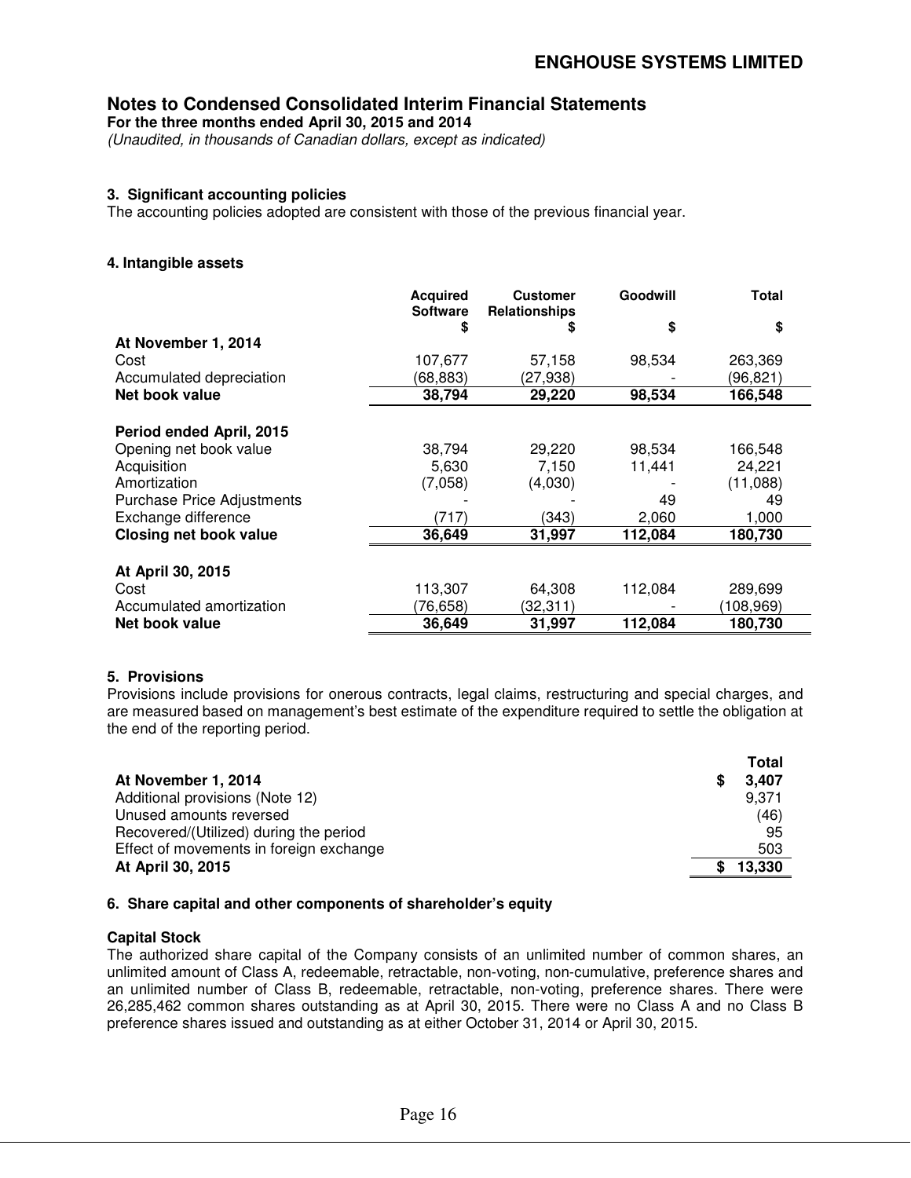## ENGHOUSE SYSTEMS LIMITED

## Notes to Condensed Consolidated Interim Financial Statements

**For the three months ended April 30, 2015 and 2014**

*(Unaudited, in thousands of Canadian dollars, except as indicated)*

### 3. Significant accounting policies

The accounting policies adopted are consistent with those of the previous financial year.

### 4. Intangible assets

| | Acquired Software | Customer Relationships | Goodwill | Total |
|---|---|---|---|---|
| | $ | $ | $ | $ |
| **At November 1, 2014** | | | | |
| Cost | 107,677 | 57,158 | 98,534 | 263,369 |
| Accumulated depreciation | (68,883) | (27,938) | - | (96,821) |
| **Net book value** | **38,794** | **29,220** | **98,534** | **166,548** |
| **Period ended April, 2015** | | | | |
| Opening net book value | 38,794 | 29,220 | 98,534 | 166,548 |
| Acquisition | 5,630 | 7,150 | 11,441 | 24,221 |
| Amortization | (7,058) | (4,030) | - | (11,088) |
| Purchase Price Adjustments | - | - | 49 | 49 |
| Exchange difference | (717) | (343) | 2,060 | 1,000 |
| **Closing net book value** | **36,649** | **31,997** | **112,084** | **180,730** |
| **At April 30, 2015** | | | | |
| Cost | 113,307 | 64,308 | 112,084 | 289,699 |
| Accumulated amortization | (76,658) | (32,311) | - | (108,969) |
| **Net book value** | **36,649** | **31,997** | **112,084** | **180,730** |

### 5. Provisions

Provisions include provisions for onerous contracts, legal claims, restructuring and special charges, and are measured based on management's best estimate of the expenditure required to settle the obligation at the end of the reporting period.

| | Total |
|---|---|
| **At November 1, 2014** | **$ 3,407** |
| Additional provisions (Note 12) | 9,371 |
| Unused amounts reversed | (46) |
| Recovered/(Utilized) during the period | 95 |
| Effect of movements in foreign exchange | 503 |
| **At April 30, 2015** | **$ 13,330** |

### 6. Share capital and other components of shareholder's equity

**Capital Stock**

The authorized share capital of the Company consists of an unlimited number of common shares, an unlimited amount of Class A, redeemable, retractable, non-voting, non-cumulative, preference shares and an unlimited number of Class B, redeemable, retractable, non-voting, preference shares. There were 26,285,462 common shares outstanding as at April 30, 2015. There were no Class A and no Class B preference shares issued and outstanding as at either October 31, 2014 or April 30, 2015.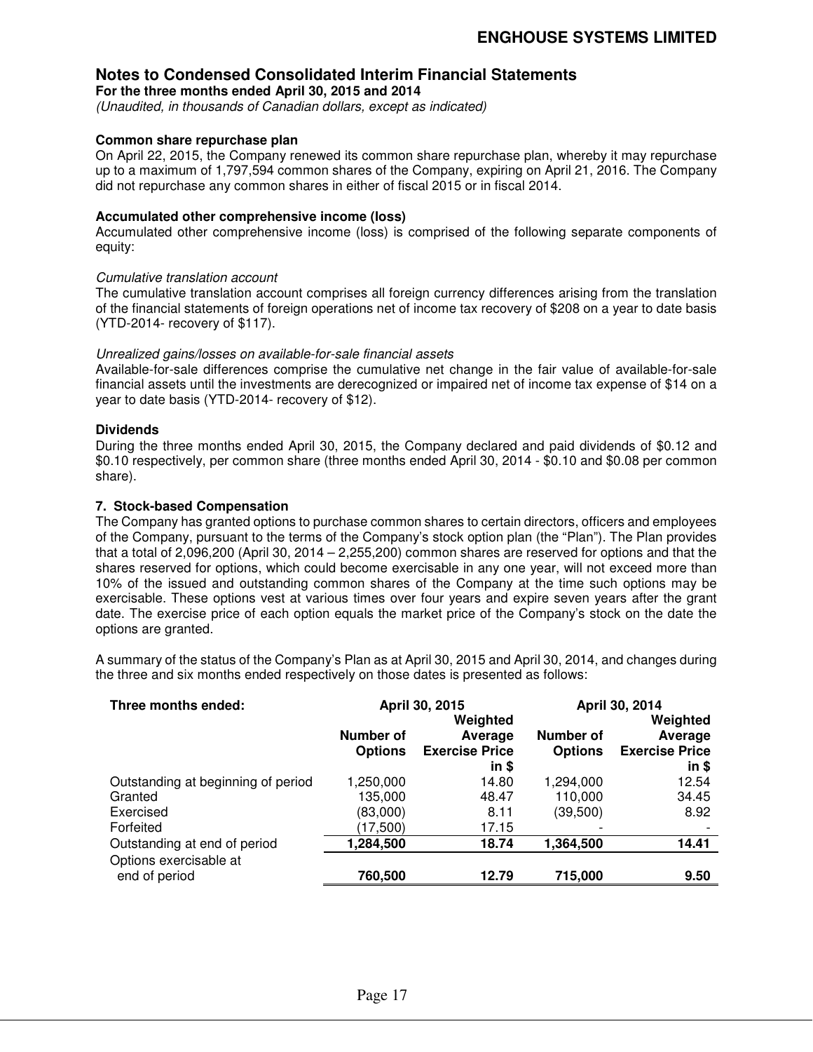## Notes to Condensed Consolidated Interim Financial Statements

**For the three months ended April 30, 2015 and 2014**

*(Unaudited, in thousands of Canadian dollars, except as indicated)*

**Common share repurchase plan**

On April 22, 2015, the Company renewed its common share repurchase plan, whereby it may repurchase up to a maximum of 1,797,594 common shares of the Company, expiring on April 21, 2016. The Company did not repurchase any common shares in either of fiscal 2015 or in fiscal 2014.

**Accumulated other comprehensive income (loss)**

Accumulated other comprehensive income (loss) is comprised of the following separate components of equity:

*Cumulative translation account*

The cumulative translation account comprises all foreign currency differences arising from the translation of the financial statements of foreign operations net of income tax recovery of $208 on a year to date basis (YTD-2014- recovery of $117).

*Unrealized gains/losses on available-for-sale financial assets*

Available-for-sale differences comprise the cumulative net change in the fair value of available-for-sale financial assets until the investments are derecognized or impaired net of income tax expense of $14 on a year to date basis (YTD-2014- recovery of $12).

**Dividends**

During the three months ended April 30, 2015, the Company declared and paid dividends of $0.12 and $0.10 respectively, per common share (three months ended April 30, 2014 - $0.10 and $0.08 per common share).

**7. Stock-based Compensation**

The Company has granted options to purchase common shares to certain directors, officers and employees of the Company, pursuant to the terms of the Company's stock option plan (the "Plan"). The Plan provides that a total of 2,096,200 (April 30, 2014 – 2,255,200) common shares are reserved for options and that the shares reserved for options, which could become exercisable in any one year, will not exceed more than 10% of the issued and outstanding common shares of the Company at the time such options may be exercisable. These options vest at various times over four years and expire seven years after the grant date. The exercise price of each option equals the market price of the Company's stock on the date the options are granted.

A summary of the status of the Company's Plan as at April 30, 2015 and April 30, 2014, and changes during the three and six months ended respectively on those dates is presented as follows:

| **Three months ended:** | **April 30, 2015** | | **April 30, 2014** | |
|---|---|---|---|---|
| | **Number of Options** | **Weighted Average Exercise Price in $** | **Number of Options** | **Weighted Average Exercise Price in $** |
| Outstanding at beginning of period | 1,250,000 | 14.80 | 1,294,000 | 12.54 |
| Granted | 135,000 | 48.47 | 110,000 | 34.45 |
| Exercised | (83,000) | 8.11 | (39,500) | 8.92 |
| Forfeited | (17,500) | 17.15 | - | - |
| Outstanding at end of period | **1,284,500** | **18.74** | **1,364,500** | **14.41** |
| Options exercisable at end of period | **760,500** | **12.79** | **715,000** | **9.50** |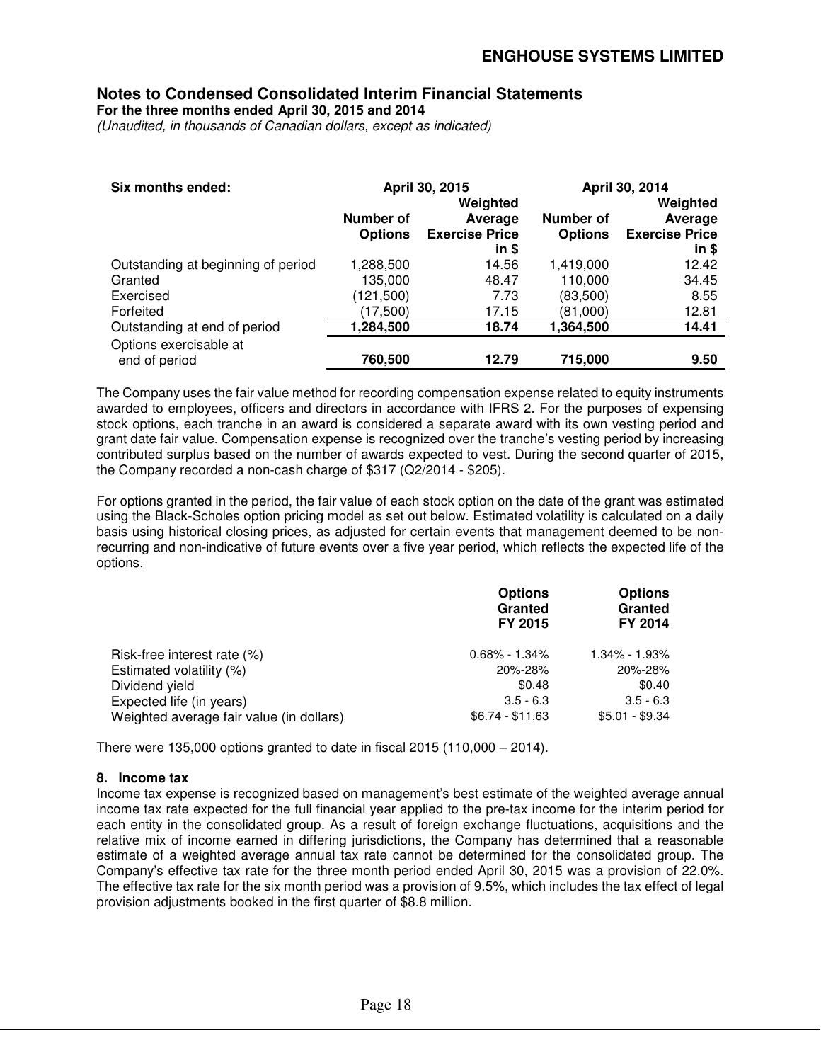## Notes to Condensed Consolidated Interim Financial Statements

**For the three months ended April 30, 2015 and 2014**

*(Unaudited, in thousands of Canadian dollars, except as indicated)*

| Six months ended: | April 30, 2015 | | April 30, 2014 | |
|---|---|---|---|---|
| | Number of Options | Weighted Average Exercise Price in $ | Number of Options | Weighted Average Exercise Price in $ |
| Outstanding at beginning of period | 1,288,500 | 14.56 | 1,419,000 | 12.42 |
| Granted | 135,000 | 48.47 | 110,000 | 34.45 |
| Exercised | (121,500) | 7.73 | (83,500) | 8.55 |
| Forfeited | (17,500) | 17.15 | (81,000) | 12.81 |
| Outstanding at end of period | **1,284,500** | **18.74** | **1,364,500** | **14.41** |
| Options exercisable at end of period | **760,500** | **12.79** | **715,000** | **9.50** |

The Company uses the fair value method for recording compensation expense related to equity instruments awarded to employees, officers and directors in accordance with IFRS 2. For the purposes of expensing stock options, each tranche in an award is considered a separate award with its own vesting period and grant date fair value. Compensation expense is recognized over the tranche's vesting period by increasing contributed surplus based on the number of awards expected to vest. During the second quarter of 2015, the Company recorded a non-cash charge of $317 (Q2/2014 - $205).

For options granted in the period, the fair value of each stock option on the date of the grant was estimated using the Black-Scholes option pricing model as set out below. Estimated volatility is calculated on a daily basis using historical closing prices, as adjusted for certain events that management deemed to be non-recurring and non-indicative of future events over a five year period, which reflects the expected life of the options.

| | Options Granted FY 2015 | Options Granted FY 2014 |
|---|---|---|
| Risk-free interest rate (%) | 0.68% - 1.34% | 1.34% - 1.93% |
| Estimated volatility (%) | 20%-28% | 20%-28% |
| Dividend yield | $0.48 | $0.40 |
| Expected life (in years) | 3.5 - 6.3 | 3.5 - 6.3 |
| Weighted average fair value (in dollars) | $6.74 - $11.63 | $5.01 - $9.34 |

There were 135,000 options granted to date in fiscal 2015 (110,000 – 2014).

### 8. Income tax

Income tax expense is recognized based on management's best estimate of the weighted average annual income tax rate expected for the full financial year applied to the pre-tax income for the interim period for each entity in the consolidated group. As a result of foreign exchange fluctuations, acquisitions and the relative mix of income earned in differing jurisdictions, the Company has determined that a reasonable estimate of a weighted average annual tax rate cannot be determined for the consolidated group. The Company's effective tax rate for the three month period ended April 30, 2015 was a provision of 22.0%. The effective tax rate for the six month period was a provision of 9.5%, which includes the tax effect of legal provision adjustments booked in the first quarter of $8.8 million.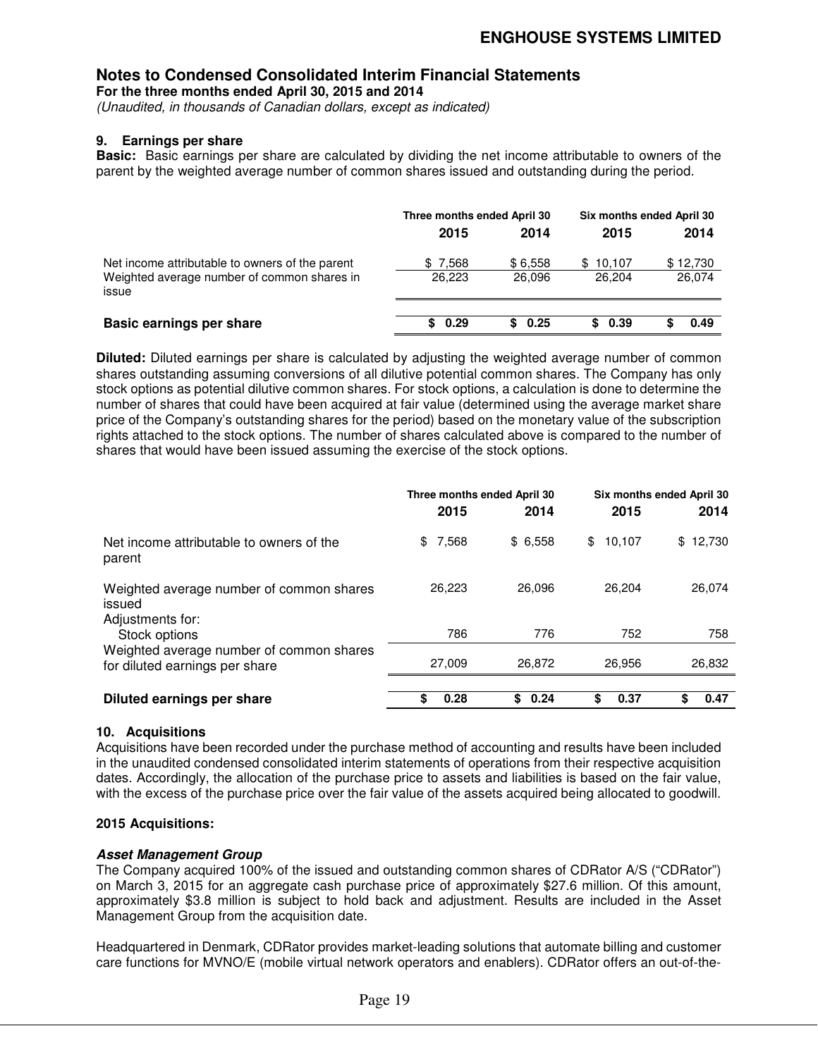## Notes to Condensed Consolidated Interim Financial Statements

**For the three months ended April 30, 2015 and 2014**

*(Unaudited, in thousands of Canadian dollars, except as indicated)*

### 9. Earnings per share

**Basic:** Basic earnings per share are calculated by dividing the net income attributable to owners of the parent by the weighted average number of common shares issued and outstanding during the period.

| | Three months ended April 30 | | Six months ended April 30 | |
|---|---|---|---|---|
| | **2015** | **2014** | **2015** | **2014** |
| Net income attributable to owners of the parent | $ 7,568 | $ 6,558 | $ 10,107 | $ 12,730 |
| Weighted average number of common shares in issue | 26,223 | 26,096 | 26,204 | 26,074 |
| **Basic earnings per share** | **$ 0.29** | **$ 0.25** | **$ 0.39** | **$ 0.49** |

**Diluted:** Diluted earnings per share is calculated by adjusting the weighted average number of common shares outstanding assuming conversions of all dilutive potential common shares. The Company has only stock options as potential dilutive common shares. For stock options, a calculation is done to determine the number of shares that could have been acquired at fair value (determined using the average market share price of the Company's outstanding shares for the period) based on the monetary value of the subscription rights attached to the stock options. The number of shares calculated above is compared to the number of shares that would have been issued assuming the exercise of the stock options.

| | Three months ended April 30 | | Six months ended April 30 | |
|---|---|---|---|---|
| | **2015** | **2014** | **2015** | **2014** |
| Net income attributable to owners of the parent | $ 7,568 | $ 6,558 | $ 10,107 | $ 12,730 |
| Weighted average number of common shares issued | 26,223 | 26,096 | 26,204 | 26,074 |
| Adjustments for: | | | | |
| Stock options | 786 | 776 | 752 | 758 |
| Weighted average number of common shares for diluted earnings per share | 27,009 | 26,872 | 26,956 | 26,832 |
| **Diluted earnings per share** | **$ 0.28** | **$ 0.24** | **$ 0.37** | **$ 0.47** |

### 10. Acquisitions

Acquisitions have been recorded under the purchase method of accounting and results have been included in the unaudited condensed consolidated interim statements of operations from their respective acquisition dates. Accordingly, the allocation of the purchase price to assets and liabilities is based on the fair value, with the excess of the purchase price over the fair value of the assets acquired being allocated to goodwill.

**2015 Acquisitions:**

***Asset Management Group***

The Company acquired 100% of the issued and outstanding common shares of CDRator A/S ("CDRator") on March 3, 2015 for an aggregate cash purchase price of approximately $27.6 million. Of this amount, approximately $3.8 million is subject to hold back and adjustment. Results are included in the Asset Management Group from the acquisition date.

Headquartered in Denmark, CDRator provides market-leading solutions that automate billing and customer care functions for MVNO/E (mobile virtual network operators and enablers). CDRator offers an out-of-the-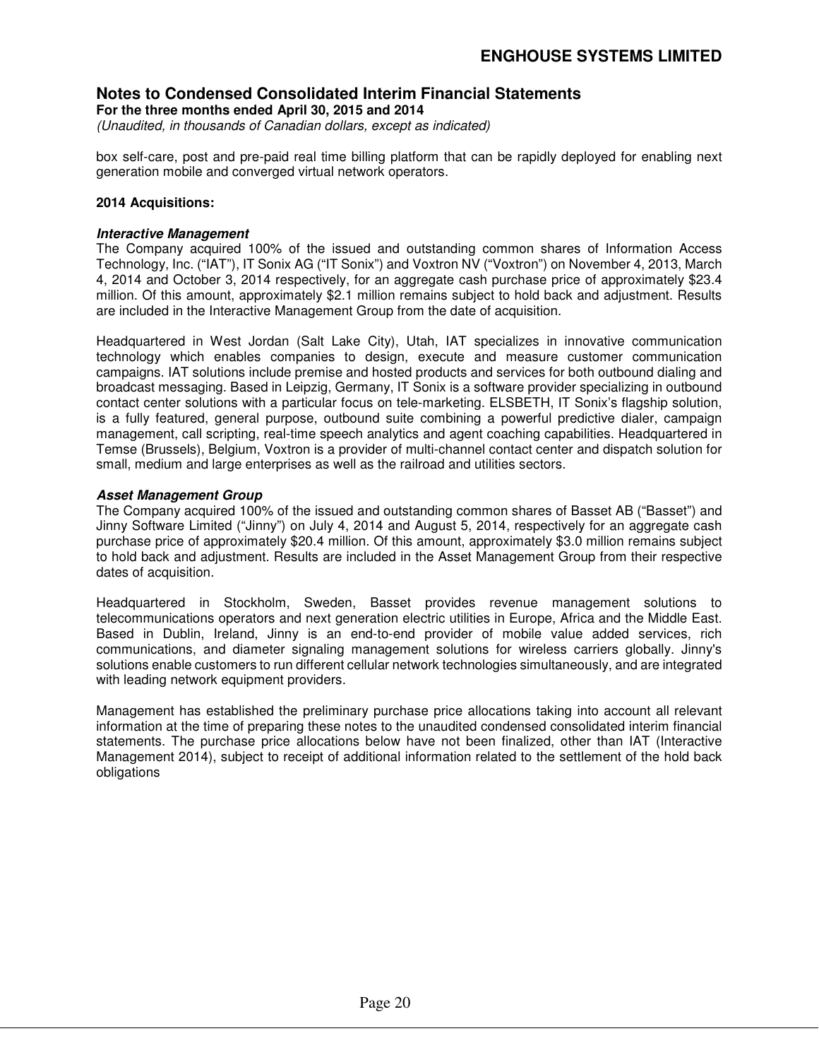box self-care, post and pre-paid real time billing platform that can be rapidly deployed for enabling next generation mobile and converged virtual network operators.

**2014 Acquisitions:**

***Interactive Management***

The Company acquired 100% of the issued and outstanding common shares of Information Access Technology, Inc. ("IAT"), IT Sonix AG ("IT Sonix") and Voxtron NV ("Voxtron") on November 4, 2013, March 4, 2014 and October 3, 2014 respectively, for an aggregate cash purchase price of approximately $23.4 million. Of this amount, approximately $2.1 million remains subject to hold back and adjustment. Results are included in the Interactive Management Group from the date of acquisition.

Headquartered in West Jordan (Salt Lake City), Utah, IAT specializes in innovative communication technology which enables companies to design, execute and measure customer communication campaigns. IAT solutions include premise and hosted products and services for both outbound dialing and broadcast messaging. Based in Leipzig, Germany, IT Sonix is a software provider specializing in outbound contact center solutions with a particular focus on tele-marketing. ELSBETH, IT Sonix's flagship solution, is a fully featured, general purpose, outbound suite combining a powerful predictive dialer, campaign management, call scripting, real-time speech analytics and agent coaching capabilities. Headquartered in Temse (Brussels), Belgium, Voxtron is a provider of multi-channel contact center and dispatch solution for small, medium and large enterprises as well as the railroad and utilities sectors.

***Asset Management Group***

The Company acquired 100% of the issued and outstanding common shares of Basset AB ("Basset") and Jinny Software Limited ("Jinny") on July 4, 2014 and August 5, 2014, respectively for an aggregate cash purchase price of approximately $20.4 million. Of this amount, approximately $3.0 million remains subject to hold back and adjustment. Results are included in the Asset Management Group from their respective dates of acquisition.

Headquartered in Stockholm, Sweden, Basset provides revenue management solutions to telecommunications operators and next generation electric utilities in Europe, Africa and the Middle East. Based in Dublin, Ireland, Jinny is an end-to-end provider of mobile value added services, rich communications, and diameter signaling management solutions for wireless carriers globally. Jinny's solutions enable customers to run different cellular network technologies simultaneously, and are integrated with leading network equipment providers.

Management has established the preliminary purchase price allocations taking into account all relevant information at the time of preparing these notes to the unaudited condensed consolidated interim financial statements. The purchase price allocations below have not been finalized, other than IAT (Interactive Management 2014), subject to receipt of additional information related to the settlement of the hold back obligations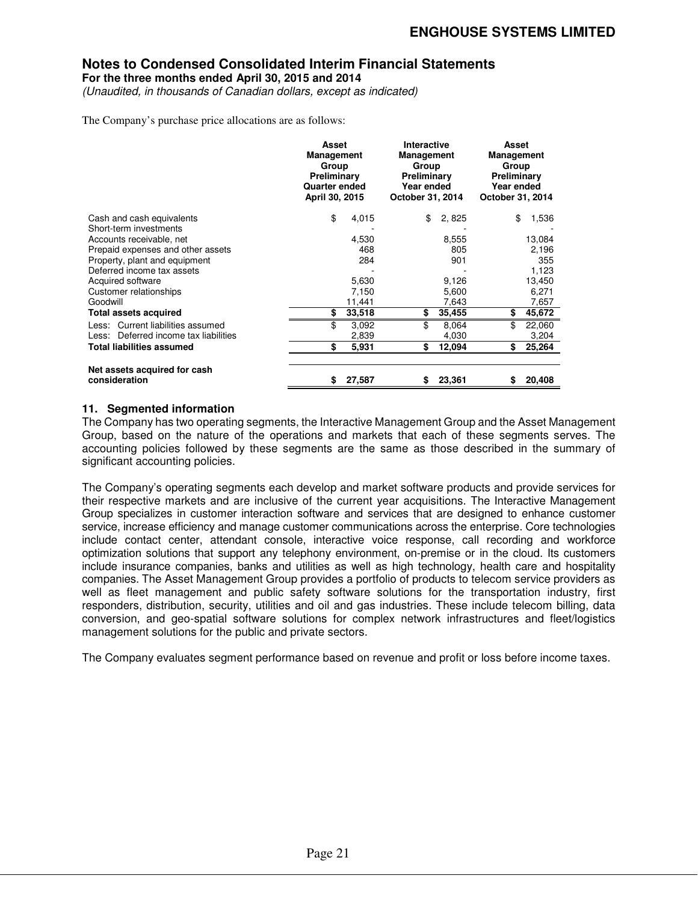## Notes to Condensed Consolidated Interim Financial Statements

**For the three months ended April 30, 2015 and 2014**

*(Unaudited, in thousands of Canadian dollars, except as indicated)*

The Company's purchase price allocations are as follows:

| | Asset Management Group Preliminary Quarter ended April 30, 2015 | Interactive Management Group Preliminary Year ended October 31, 2014 | Asset Management Group Preliminary Year ended October 31, 2014 |
|---|---|---|---|
| Cash and cash equivalents | $ 4,015 | $ 2, 825 | $ 1,536 |
| Short-term investments | - | - | - |
| Accounts receivable, net | 4,530 | 8,555 | 13,084 |
| Prepaid expenses and other assets | 468 | 805 | 2,196 |
| Property, plant and equipment | 284 | 901 | 355 |
| Deferred income tax assets | - | - | 1,123 |
| Acquired software | 5,630 | 9,126 | 13,450 |
| Customer relationships | 7,150 | 5,600 | 6,271 |
| Goodwill | 11,441 | 7,643 | 7,657 |
| **Total assets acquired** | **$ 33,518** | **$ 35,455** | **$ 45,672** |
| Less: Current liabilities assumed | $ 3,092 | $ 8,064 | $ 22,060 |
| Less: Deferred income tax liabilities | 2,839 | 4,030 | 3,204 |
| **Total liabilities assumed** | **$ 5,931** | **$ 12,094** | **$ 25,264** |
| **Net assets acquired for cash consideration** | **$ 27,587** | **$ 23,361** | **$ 20,408** |

### 11. Segmented information

The Company has two operating segments, the Interactive Management Group and the Asset Management Group, based on the nature of the operations and markets that each of these segments serves. The accounting policies followed by these segments are the same as those described in the summary of significant accounting policies.

The Company's operating segments each develop and market software products and provide services for their respective markets and are inclusive of the current year acquisitions. The Interactive Management Group specializes in customer interaction software and services that are designed to enhance customer service, increase efficiency and manage customer communications across the enterprise. Core technologies include contact center, attendant console, interactive voice response, call recording and workforce optimization solutions that support any telephony environment, on-premise or in the cloud. Its customers include insurance companies, banks and utilities as well as high technology, health care and hospitality companies. The Asset Management Group provides a portfolio of products to telecom service providers as well as fleet management and public safety software solutions for the transportation industry, first responders, distribution, security, utilities and oil and gas industries. These include telecom billing, data conversion, and geo-spatial software solutions for complex network infrastructures and fleet/logistics management solutions for the public and private sectors.

The Company evaluates segment performance based on revenue and profit or loss before income taxes.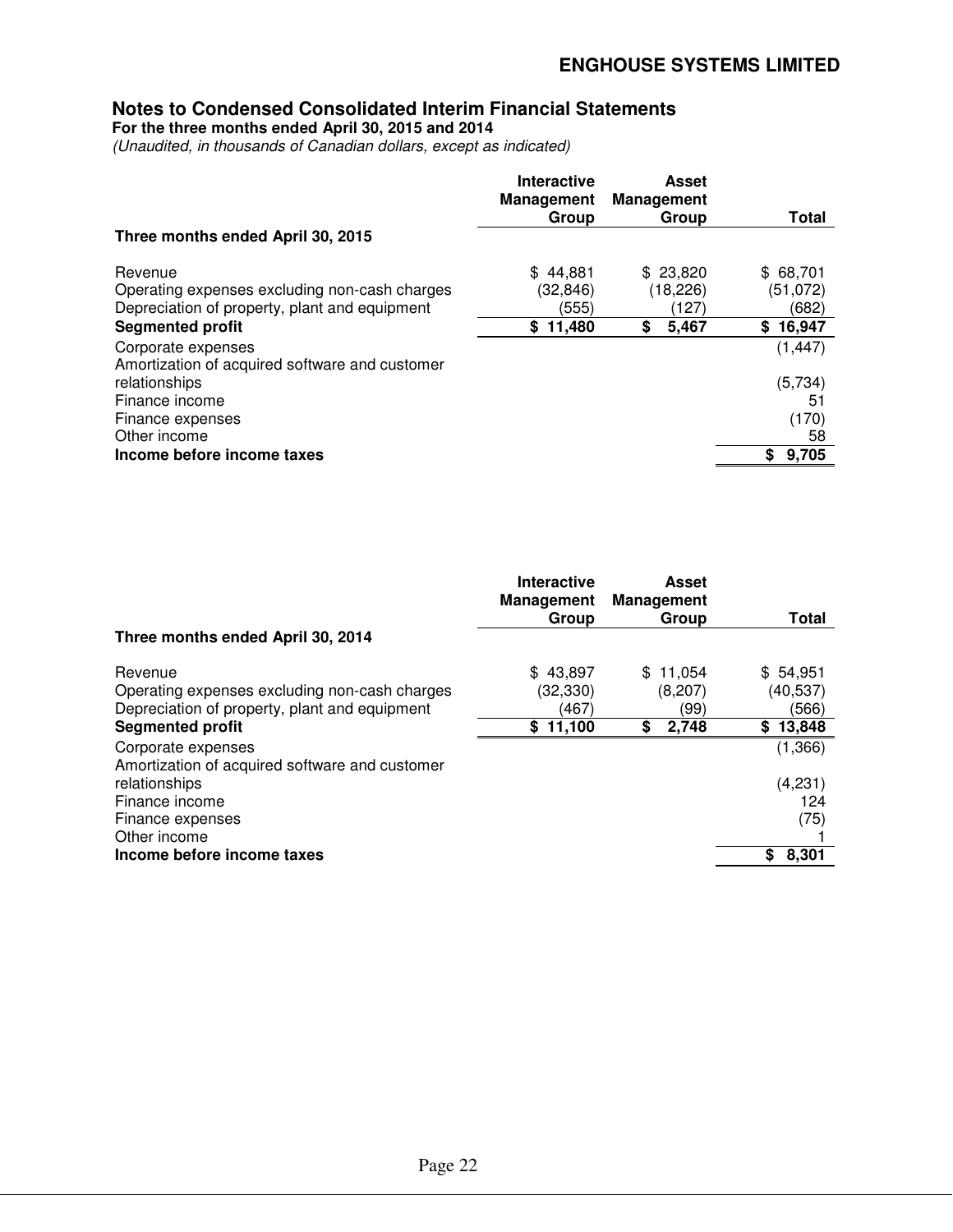## Notes to Condensed Consolidated Interim Financial Statements

**For the three months ended April 30, 2015 and 2014**

*(Unaudited, in thousands of Canadian dollars, except as indicated)*

| | Interactive Management Group | Asset Management Group | Total |
|---|---|---|---|
| **Three months ended April 30, 2015** | | | |
| Revenue | $ 44,881 | $ 23,820 | $ 68,701 |
| Operating expenses excluding non-cash charges | (32,846) | (18,226) | (51,072) |
| Depreciation of property, plant and equipment | (555) | (127) | (682) |
| **Segmented profit** | **$ 11,480** | **$ 5,467** | **$ 16,947** |
| Corporate expenses | | | (1,447) |
| Amortization of acquired software and customer relationships | | | (5,734) |
| Finance income | | | 51 |
| Finance expenses | | | (170) |
| Other income | | | 58 |
| **Income before income taxes** | | | **$ 9,705** |

| | Interactive Management Group | Asset Management Group | Total |
|---|---|---|---|
| **Three months ended April 30, 2014** | | | |
| Revenue | $ 43,897 | $ 11,054 | $ 54,951 |
| Operating expenses excluding non-cash charges | (32,330) | (8,207) | (40,537) |
| Depreciation of property, plant and equipment | (467) | (99) | (566) |
| **Segmented profit** | **$ 11,100** | **$ 2,748** | **$ 13,848** |
| Corporate expenses | | | (1,366) |
| Amortization of acquired software and customer relationships | | | (4,231) |
| Finance income | | | 124 |
| Finance expenses | | | (75) |
| Other income | | | 1 |
| **Income before income taxes** | | | **$ 8,301** |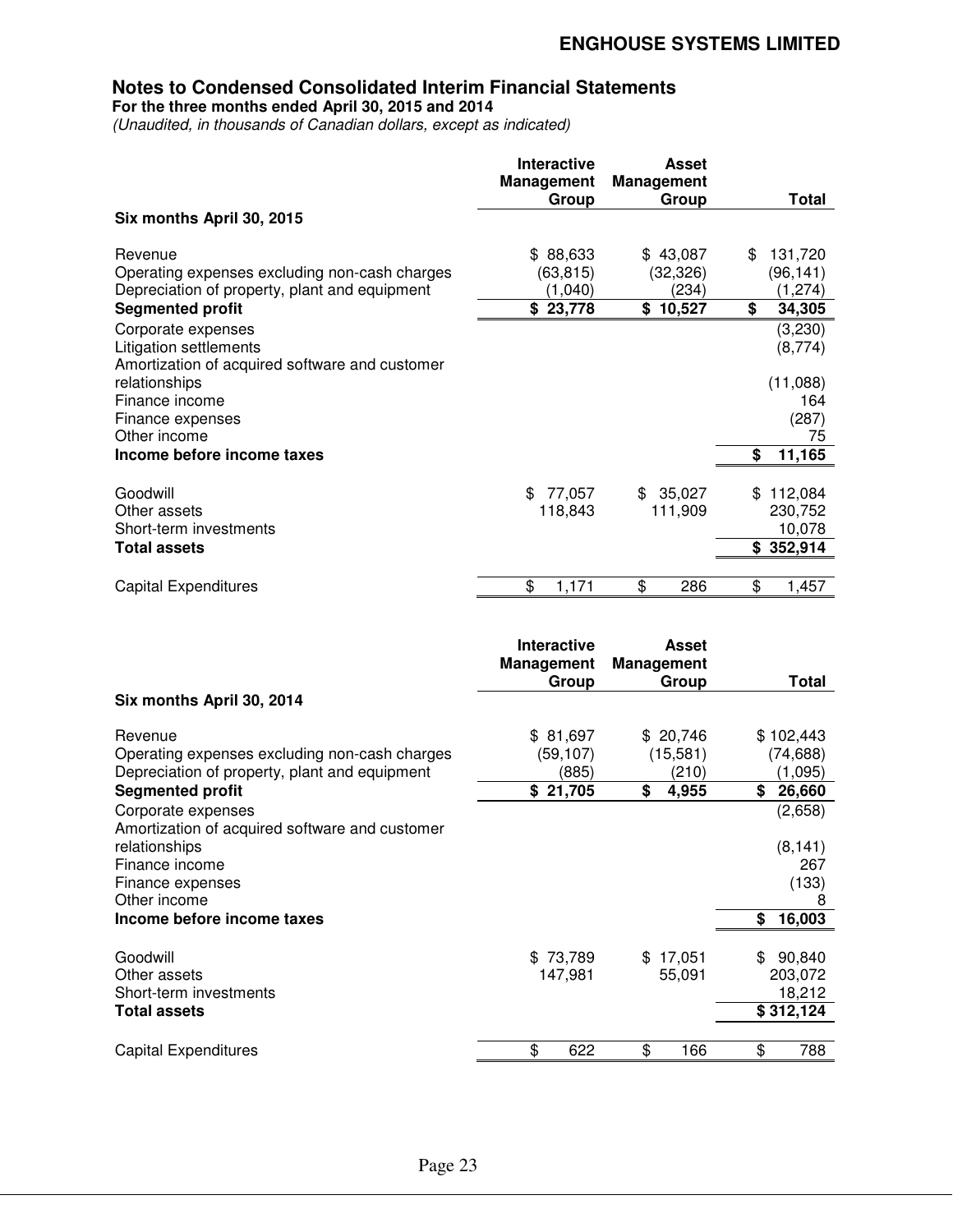**ENGHOUSE SYSTEMS LIMITED**

## Notes to Condensed Consolidated Interim Financial Statements

**For the three months ended April 30, 2015 and 2014**

*(Unaudited, in thousands of Canadian dollars, except as indicated)*

| | Interactive Management Group | Asset Management Group | Total |
|---|---|---|---|
| **Six months April 30, 2015** | | | |
| Revenue | $ 88,633 | $ 43,087 | $ 131,720 |
| Operating expenses excluding non-cash charges | (63,815) | (32,326) | (96,141) |
| Depreciation of property, plant and equipment | (1,040) | (234) | (1,274) |
| **Segmented profit** | **$ 23,778** | **$ 10,527** | **$ 34,305** |
| Corporate expenses | | | (3,230) |
| Litigation settlements | | | (8,774) |
| Amortization of acquired software and customer relationships | | | (11,088) |
| Finance income | | | 164 |
| Finance expenses | | | (287) |
| Other income | | | 75 |
| **Income before income taxes** | | | **$ 11,165** |
| Goodwill | $ 77,057 | $ 35,027 | $ 112,084 |
| Other assets | 118,843 | 111,909 | 230,752 |
| Short-term investments | | | 10,078 |
| **Total assets** | | | **$ 352,914** |
| Capital Expenditures | $ 1,171 | $ 286 | $ 1,457 |

| | Interactive Management Group | Asset Management Group | Total |
|---|---|---|---|
| **Six months April 30, 2014** | | | |
| Revenue | $ 81,697 | $ 20,746 | $ 102,443 |
| Operating expenses excluding non-cash charges | (59,107) | (15,581) | (74,688) |
| Depreciation of property, plant and equipment | (885) | (210) | (1,095) |
| **Segmented profit** | **$ 21,705** | **$ 4,955** | **$ 26,660** |
| Corporate expenses | | | (2,658) |
| Amortization of acquired software and customer relationships | | | (8,141) |
| Finance income | | | 267 |
| Finance expenses | | | (133) |
| Other income | | | 8 |
| **Income before income taxes** | | | **$ 16,003** |
| Goodwill | $ 73,789 | $ 17,051 | $ 90,840 |
| Other assets | 147,981 | 55,091 | 203,072 |
| Short-term investments | | | 18,212 |
| **Total assets** | | | **$ 312,124** |
| Capital Expenditures | $ 622 | $ 166 | $ 788 |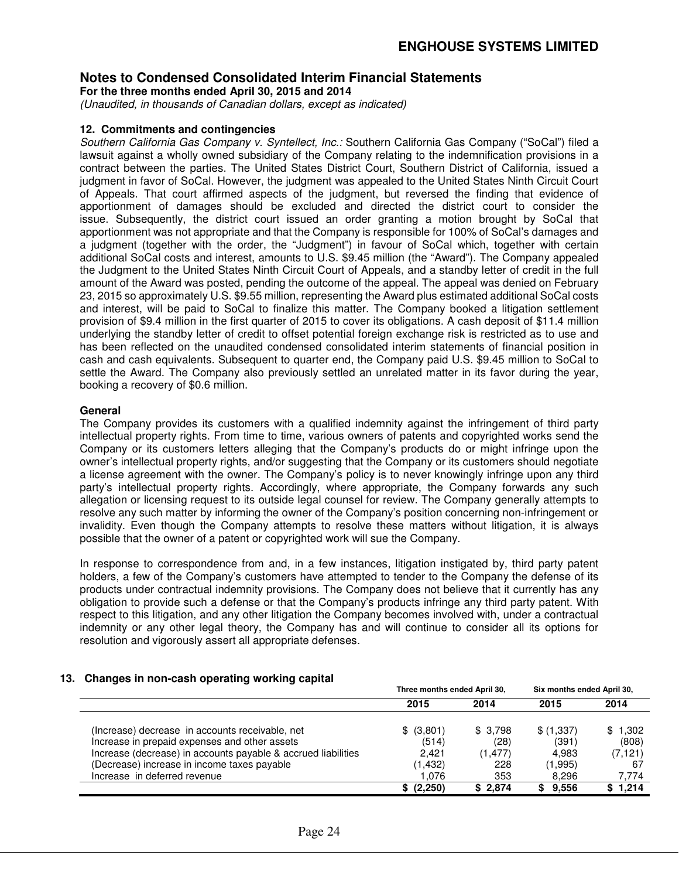# Notes to Condensed Consolidated Interim Financial Statements

**For the three months ended April 30, 2015 and 2014**

*(Unaudited, in thousands of Canadian dollars, except as indicated)*

### 12. Commitments and contingencies

*Southern California Gas Company v. Syntellect, Inc.:* Southern California Gas Company ("SoCal") filed a lawsuit against a wholly owned subsidiary of the Company relating to the indemnification provisions in a contract between the parties. The United States District Court, Southern District of California, issued a judgment in favor of SoCal. However, the judgment was appealed to the United States Ninth Circuit Court of Appeals. That court affirmed aspects of the judgment, but reversed the finding that evidence of apportionment of damages should be excluded and directed the district court to consider the issue. Subsequently, the district court issued an order granting a motion brought by SoCal that apportionment was not appropriate and that the Company is responsible for 100% of SoCal's damages and a judgment (together with the order, the "Judgment") in favour of SoCal which, together with certain additional SoCal costs and interest, amounts to U.S. $9.45 million (the "Award"). The Company appealed the Judgment to the United States Ninth Circuit Court of Appeals, and a standby letter of credit in the full amount of the Award was posted, pending the outcome of the appeal. The appeal was denied on February 23, 2015 so approximately U.S. $9.55 million, representing the Award plus estimated additional SoCal costs and interest, will be paid to SoCal to finalize this matter. The Company booked a litigation settlement provision of $9.4 million in the first quarter of 2015 to cover its obligations. A cash deposit of $11.4 million underlying the standby letter of credit to offset potential foreign exchange risk is restricted as to use and has been reflected on the unaudited condensed consolidated interim statements of financial position in cash and cash equivalents. Subsequent to quarter end, the Company paid U.S. $9.45 million to SoCal to settle the Award. The Company also previously settled an unrelated matter in its favor during the year, booking a recovery of $0.6 million.

**General**

The Company provides its customers with a qualified indemnity against the infringement of third party intellectual property rights. From time to time, various owners of patents and copyrighted works send the Company or its customers letters alleging that the Company's products do or might infringe upon the owner's intellectual property rights, and/or suggesting that the Company or its customers should negotiate a license agreement with the owner. The Company's policy is to never knowingly infringe upon any third party's intellectual property rights. Accordingly, where appropriate, the Company forwards any such allegation or licensing request to its outside legal counsel for review. The Company generally attempts to resolve any such matter by informing the owner of the Company's position concerning non-infringement or invalidity. Even though the Company attempts to resolve these matters without litigation, it is always possible that the owner of a patent or copyrighted work will sue the Company.

In response to correspondence from and, in a few instances, litigation instigated by, third party patent holders, a few of the Company's customers have attempted to tender to the Company the defense of its products under contractual indemnity provisions. The Company does not believe that it currently has any obligation to provide such a defense or that the Company's products infringe any third party patent. With respect to this litigation, and any other litigation the Company becomes involved with, under a contractual indemnity or any other legal theory, the Company has and will continue to consider all its options for resolution and vigorously assert all appropriate defenses.

### 13. Changes in non-cash operating working capital

| | Three months ended April 30, | | Six months ended April 30, | |
|---|---|---|---|---|
| | 2015 | 2014 | 2015 | 2014 |
| (Increase) decrease in accounts receivable, net | $ (3,801) | $ 3,798 | $ (1,337) | $ 1,302 |
| Increase in prepaid expenses and other assets | (514) | (28) | (391) | (808) |
| Increase (decrease) in accounts payable & accrued liabilities | 2,421 | (1,477) | 4,983 | (7,121) |
| (Decrease) increase in income taxes payable | (1,432) | 228 | (1,995) | 67 |
| Increase in deferred revenue | 1,076 | 353 | 8,296 | 7,774 |
| | **$ (2,250)** | **$ 2,874** | **$ 9,556** | **$ 1,214** |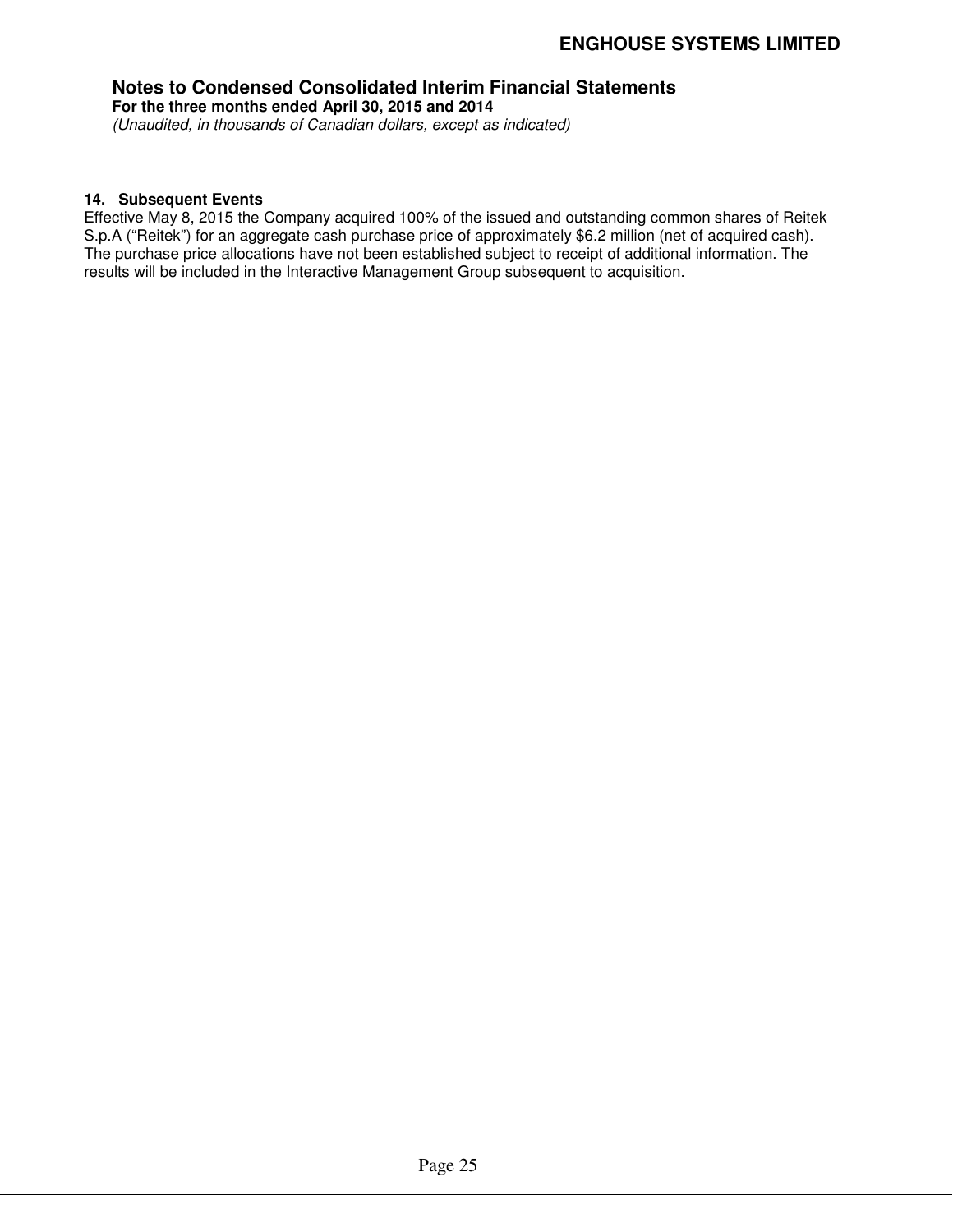## Notes to Condensed Consolidated Interim Financial Statements

**For the three months ended April 30, 2015 and 2014**

*(Unaudited, in thousands of Canadian dollars, except as indicated)*

### 14. Subsequent Events

Effective May 8, 2015 the Company acquired 100% of the issued and outstanding common shares of Reitek S.p.A ("Reitek") for an aggregate cash purchase price of approximately $6.2 million (net of acquired cash). The purchase price allocations have not been established subject to receipt of additional information. The results will be included in the Interactive Management Group subsequent to acquisition.